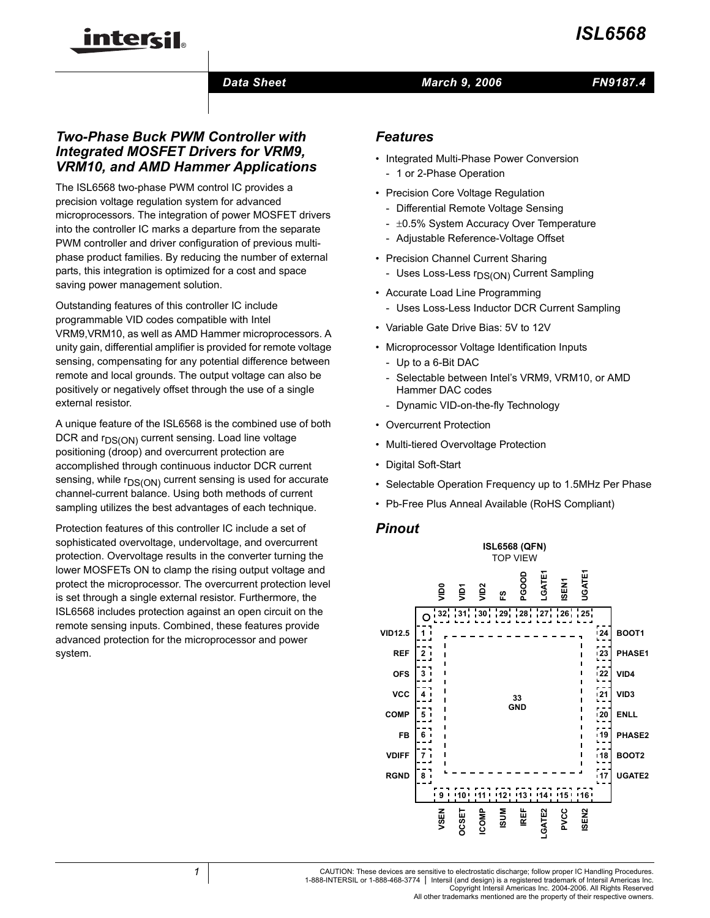# ISL6568

Data Sheet | March 9, 2006 | FN9187.4

## Two-Phase Buck PWM Controller with Integrated MOSFET Drivers for VRM9, VRM10, and AMD Hammer Applications

The ISL6568 two-phase PWM control IC provides a precision voltage regulation system for advanced microprocessors. The integration of power MOSFET drivers into the controller IC marks a departure from the separate PWM controller and driver configuration of previous multi-phase product families. By reducing the number of external parts, this integration is optimized for a cost and space saving power management solution.

Outstanding features of this controller IC include programmable VID codes compatible with Intel VRM9,VRM10, as well as AMD Hammer microprocessors. A unity gain, differential amplifier is provided for remote voltage sensing, compensating for any potential difference between remote and local grounds. The output voltage can also be positively or negatively offset through the use of a single external resistor.

A unique feature of the ISL6568 is the combined use of both DCR and $r_{DS(ON)}$ current sensing. Load line voltage positioning (droop) and overcurrent protection are accomplished through continuous inductor DCR current sensing, while $r_{DS(ON)}$ current sensing is used for accurate channel-current balance. Using both methods of current sampling utilizes the best advantages of each technique.

Protection features of this controller IC include a set of sophisticated overvoltage, undervoltage, and overcurrent protection. Overvoltage results in the converter turning the lower MOSFETs ON to clamp the rising output voltage and protect the microprocessor. The overcurrent protection level is set through a single external resistor. Furthermore, the ISL6568 includes protection against an open circuit on the remote sensing inputs. Combined, these features provide advanced protection for the microprocessor and power system.

## Features

- Integrated Multi-Phase Power Conversion
  - 1 or 2-Phase Operation
- Precision Core Voltage Regulation
  - Differential Remote Voltage Sensing
  - ±0.5% System Accuracy Over Temperature
  - Adjustable Reference-Voltage Offset
- Precision Channel Current Sharing
  - Uses Loss-Less $r_{DS(ON)}$ Current Sampling
- Accurate Load Line Programming
  - Uses Loss-Less Inductor DCR Current Sampling
- Variable Gate Drive Bias: 5V to 12V
- Microprocessor Voltage Identification Inputs
  - Up to a 6-Bit DAC
  - Selectable between Intel's VRM9, VRM10, or AMD Hammer DAC codes
  - Dynamic VID-on-the-fly Technology
- Overcurrent Protection
- Multi-tiered Overvoltage Protection
- Digital Soft-Start
- Selectable Operation Frequency up to 1.5MHz Per Phase
- Pb-Free Plus Anneal Available (RoHS Compliant)

## Pinout

ISL6568 (QFN)
TOP VIEW

| Pin | Name | Pin | Name |
|---|---|---|---|
| 1 | VID12.5 | 17 | UGATE2 |
| 2 | REF | 18 | BOOT2 |
| 3 | OFS | 19 | PHASE2 |
| 4 | VCC | 20 | ENLL |
| 5 | COMP | 21 | VID3 |
| 6 | FB | 22 | VID4 |
| 7 | VDIFF | 23 | PHASE1 |
| 8 | RGND | 24 | BOOT1 |
| 9 | VSEN | 25 | UGATE1 |
| 10 | OCSET | 26 | ISEN1 |
| 11 | ICOMP | 27 | LGATE1 |
| 12 | ISUM | 28 | PGOOD |
| 13 | IREF | 29 | FS |
| 14 | LGATE2 | 30 | VID2 |
| 15 | PVCC | 31 | VID1 |
| 16 | ISEN2 | 32 | VID0 |
| 33 | GND | | |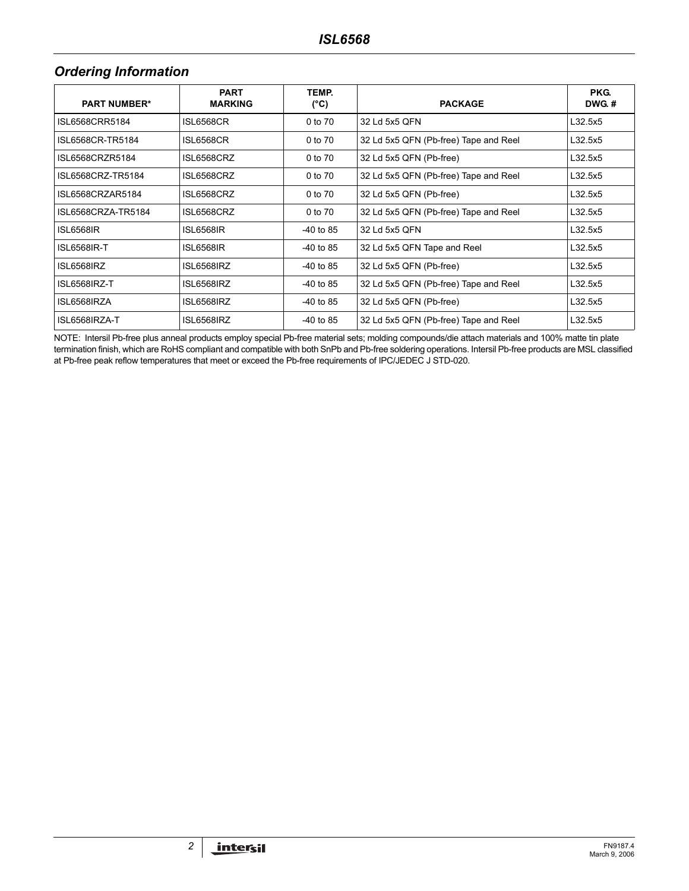## Ordering Information

| PART NUMBER* | PART MARKING | TEMP. (°C) | PACKAGE | PKG. DWG. # |
|---|---|---|---|---|
| ISL6568CRR5184 | ISL6568CR | 0 to 70 | 32 Ld 5x5 QFN | L32.5x5 |
| ISL6568CR-TR5184 | ISL6568CR | 0 to 70 | 32 Ld 5x5 QFN (Pb-free) Tape and Reel | L32.5x5 |
| ISL6568CRZR5184 | ISL6568CRZ | 0 to 70 | 32 Ld 5x5 QFN (Pb-free) | L32.5x5 |
| ISL6568CRZ-TR5184 | ISL6568CRZ | 0 to 70 | 32 Ld 5x5 QFN (Pb-free) Tape and Reel | L32.5x5 |
| ISL6568CRZAR5184 | ISL6568CRZ | 0 to 70 | 32 Ld 5x5 QFN (Pb-free) | L32.5x5 |
| ISL6568CRZA-TR5184 | ISL6568CRZ | 0 to 70 | 32 Ld 5x5 QFN (Pb-free) Tape and Reel | L32.5x5 |
| ISL6568IR | ISL6568IR | -40 to 85 | 32 Ld 5x5 QFN | L32.5x5 |
| ISL6568IR-T | ISL6568IR | -40 to 85 | 32 Ld 5x5 QFN Tape and Reel | L32.5x5 |
| ISL6568IRZ | ISL6568IRZ | -40 to 85 | 32 Ld 5x5 QFN (Pb-free) | L32.5x5 |
| ISL6568IRZ-T | ISL6568IRZ | -40 to 85 | 32 Ld 5x5 QFN (Pb-free) Tape and Reel | L32.5x5 |
| ISL6568IRZA | ISL6568IRZ | -40 to 85 | 32 Ld 5x5 QFN (Pb-free) | L32.5x5 |
| ISL6568IRZA-T | ISL6568IRZ | -40 to 85 | 32 Ld 5x5 QFN (Pb-free) Tape and Reel | L32.5x5 |

NOTE: Intersil Pb-free plus anneal products employ special Pb-free material sets; molding compounds/die attach materials and 100% matte tin plate termination finish, which are RoHS compliant and compatible with both SnPb and Pb-free soldering operations. Intersil Pb-free products are MSL classified at Pb-free peak reflow temperatures that meet or exceed the Pb-free requirements of IPC/JEDEC J STD-020.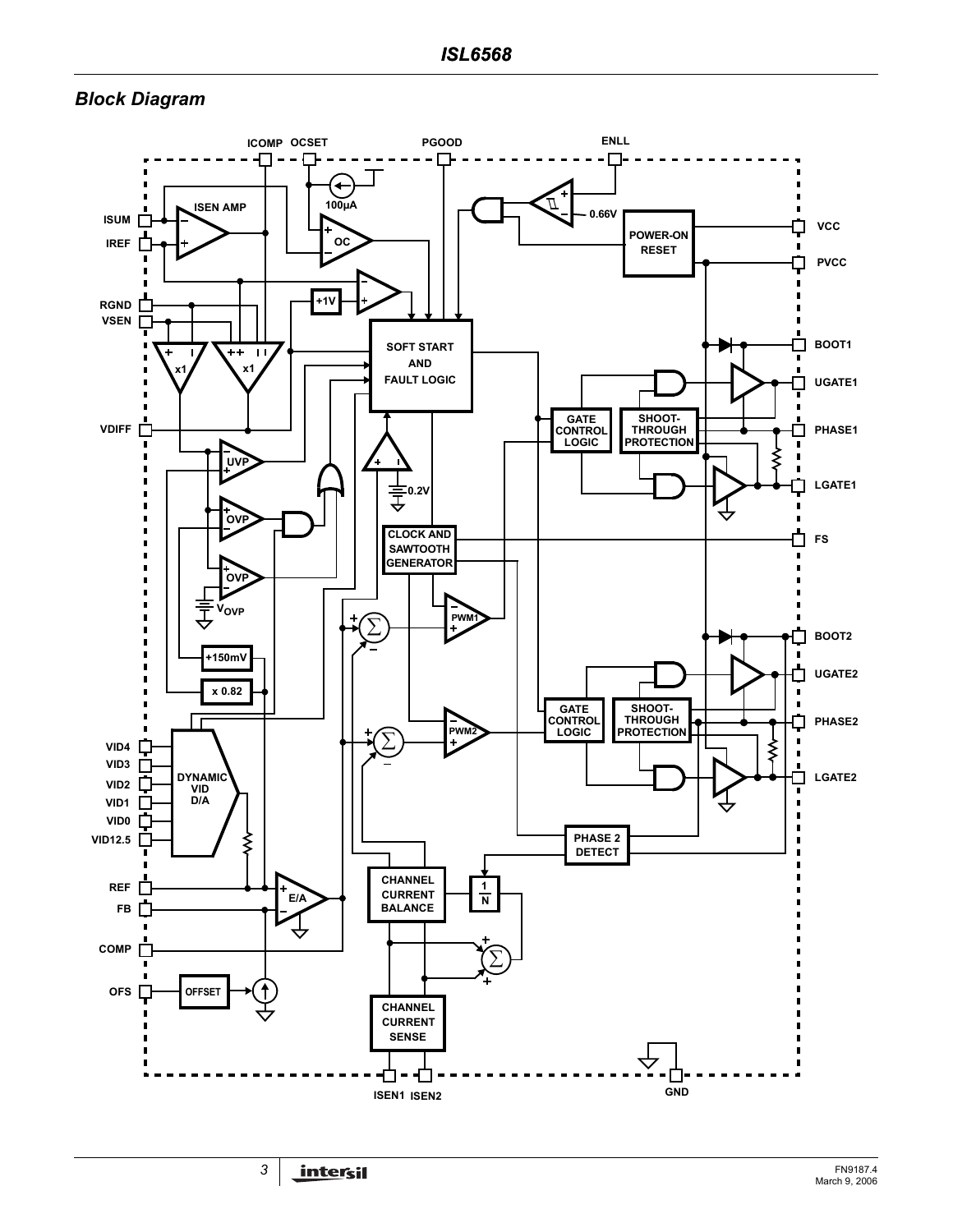## Block Diagram

ICOMP OCSET PGOOD ENLL

ISUM IREF RGND VSEN VDIFF VCC PVCC BOOT1 UGATE1 PHASE1 LGATE1 FS BOOT2 UGATE2 PHASE2 LGATE2

ISEN AMP, 100μA, OC, 0.66V, POWER-ON RESET, +1V, SOFT START AND FAULT LOGIC, x1, x1, UVP, OVP, OVP, $V_{OVP}$, 0.2V, GATE CONTROL LOGIC, SHOOT-THROUGH PROTECTION, CLOCK AND SAWTOOTH GENERATOR, PWM1, PWM2, +150mV, x 0.82, DYNAMIC VID D/A, E/A, CHANNEL CURRENT BALANCE, 1/N, PHASE 2 DETECT, OFFSET, CHANNEL CURRENT SENSE

VID4 VID3 VID2 VID1 VID0 VID12.5 REF FB COMP OFS

ISEN1 ISEN2 GND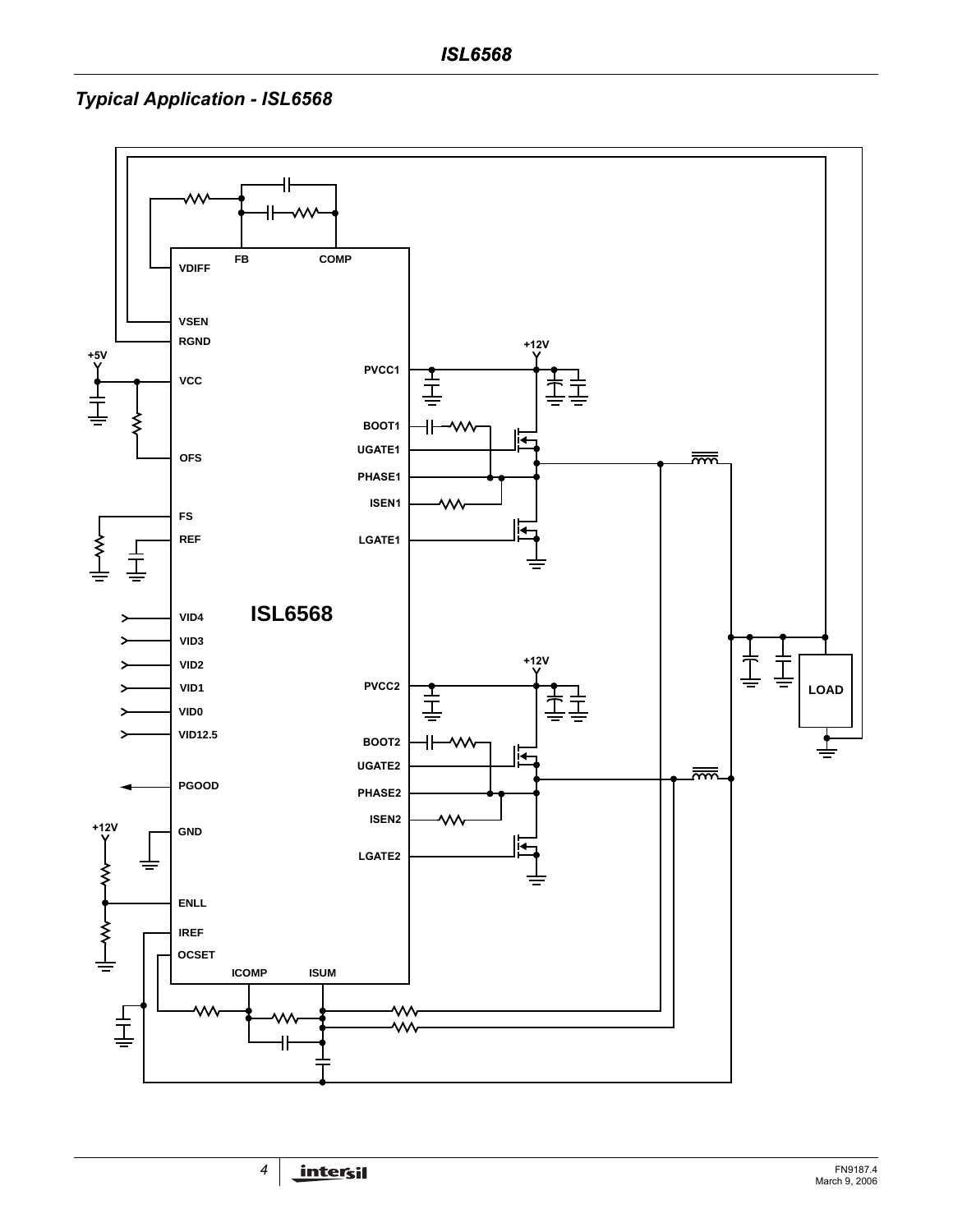## Typical Application - ISL6568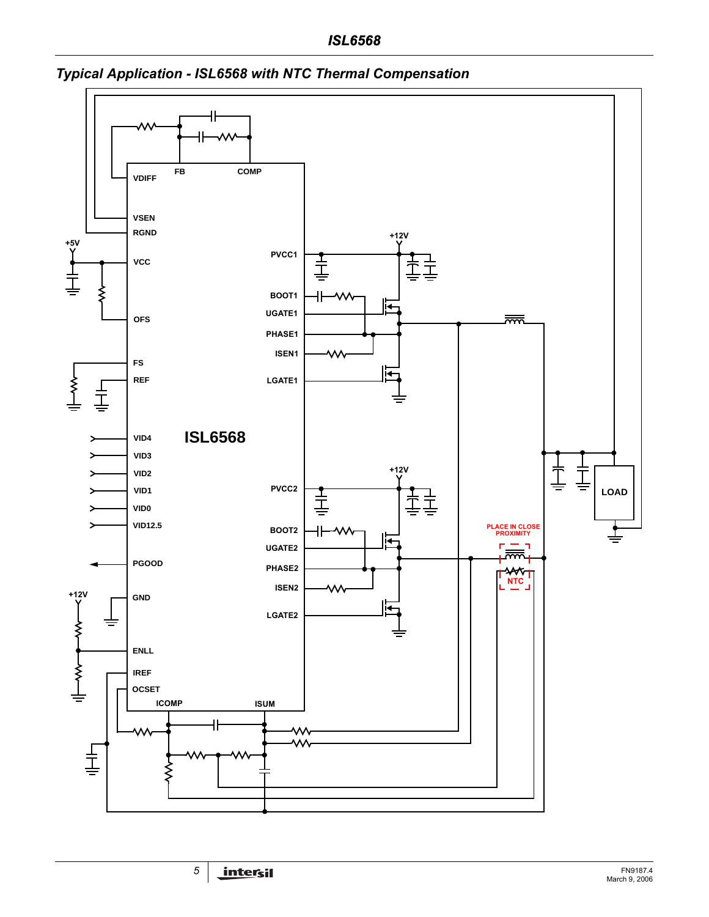## Typical Application - ISL6568 with NTC Thermal Compensation

ISL6568

VDIFF
FB
COMP
VSEN
RGND
+5V
VCC
OFS
FS
REF
VID4
VID3
VID2
VID1
VID0
VID12.5
PGOOD
+12V
GND
ENLL
IREF
OCSET
ICOMP
ISUM
PVCC1
+12V
BOOT1
UGATE1
PHASE1
ISEN1
LGATE1
PVCC2
+12V
BOOT2
UGATE2
PHASE2
ISEN2
LGATE2
LOAD
PLACE IN CLOSE PROXIMITY
NTC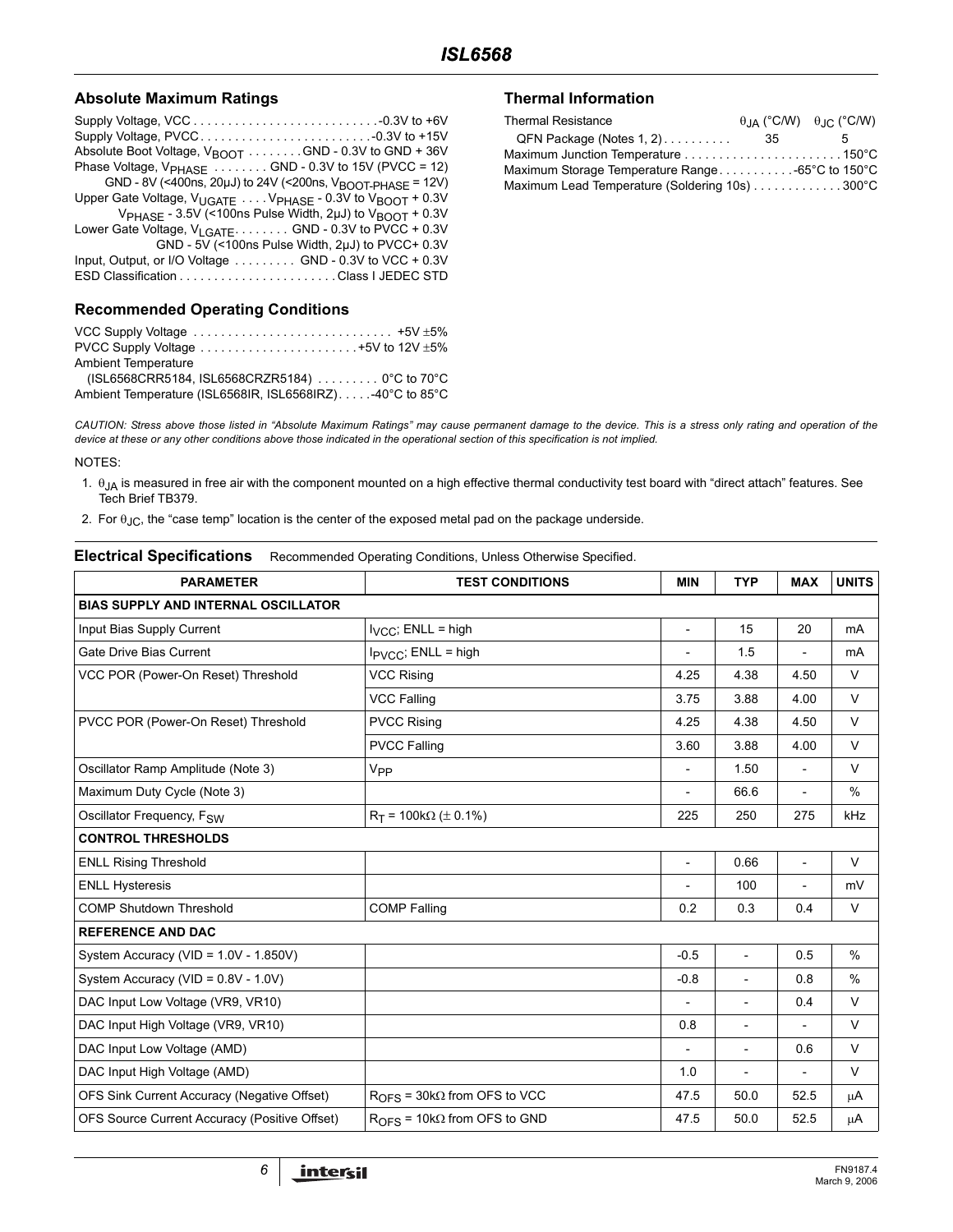## Absolute Maximum Ratings

Supply Voltage, VCC . . . . . . . . . . . . . . . . . . . . . . . . . . .-0.3V to +6V
Supply Voltage, PVCC . . . . . . . . . . . . . . . . . . . . . . . . .-0.3V to +15V
Absolute Boot Voltage, $V_{BOOT}$ . . . . . . . . GND - 0.3V to GND + 36V
Phase Voltage, $V_{PHASE}$ . . . . . . . . GND - 0.3V to 15V (PVCC = 12)
GND - 8V (<400ns, 20µJ) to 24V (<200ns, $V_{BOOT-PHASE}$ = 12V)
Upper Gate Voltage, $V_{UGATE}$ . . . . $V_{PHASE}$ - 0.3V to $V_{BOOT}$ + 0.3V
$V_{PHASE}$ - 3.5V (<100ns Pulse Width, 2µJ) to $V_{BOOT}$ + 0.3V
Lower Gate Voltage, $V_{LGATE}$. . . . . . . . GND - 0.3V to PVCC + 0.3V
GND - 5V (<100ns Pulse Width, 2µJ) to PVCC+ 0.3V
Input, Output, or I/O Voltage . . . . . . . . . GND - 0.3V to VCC + 0.3V
ESD Classification . . . . . . . . . . . . . . . . . . . . . . . Class I JEDEC STD

## Recommended Operating Conditions

VCC Supply Voltage . . . . . . . . . . . . . . . . . . . . . . . . . . . . . +5V ±5%
PVCC Supply Voltage . . . . . . . . . . . . . . . . . . . . . . . +5V to 12V ±5%
Ambient Temperature
(ISL6568CRR5184, ISL6568CRZR5184) . . . . . . . . . 0°C to 70°C
Ambient Temperature (ISL6568IR, ISL6568IRZ). . . . . -40°C to 85°C

## Thermal Information

| Thermal Resistance | $\theta_{JA}$ (°C/W) | $\theta_{JC}$ (°C/W) |
|---|---|---|
| QFN Package (Notes 1, 2) | 35 | 5 |

Maximum Junction Temperature . . . . . . . . . . . . . . . . . . . . . . 150°C
Maximum Storage Temperature Range . . . . . . . . . . . -65°C to 150°C
Maximum Lead Temperature (Soldering 10s) . . . . . . . . . . . . . 300°C

*CAUTION: Stress above those listed in "Absolute Maximum Ratings" may cause permanent damage to the device. This is a stress only rating and operation of the device at these or any other conditions above those indicated in the operational section of this specification is not implied.*

NOTES:

1. $\theta_{JA}$ is measured in free air with the component mounted on a high effective thermal conductivity test board with "direct attach" features. See Tech Brief TB379.
2. For $\theta_{JC}$, the "case temp" location is the center of the exposed metal pad on the package underside.

## Electrical Specifications

Recommended Operating Conditions, Unless Otherwise Specified.

| PARAMETER | TEST CONDITIONS | MIN | TYP | MAX | UNITS |
|---|---|---|---|---|---|
| **BIAS SUPPLY AND INTERNAL OSCILLATOR** | | | | | |
| Input Bias Supply Current | $I_{VCC}$; ENLL = high | - | 15 | 20 | mA |
| Gate Drive Bias Current | $I_{PVCC}$; ENLL = high | - | 1.5 | - | mA |
| VCC POR (Power-On Reset) Threshold | VCC Rising | 4.25 | 4.38 | 4.50 | V |
| | VCC Falling | 3.75 | 3.88 | 4.00 | V |
| PVCC POR (Power-On Reset) Threshold | PVCC Rising | 4.25 | 4.38 | 4.50 | V |
| | PVCC Falling | 3.60 | 3.88 | 4.00 | V |
| Oscillator Ramp Amplitude (Note 3) | $V_{PP}$ | - | 1.50 | - | V |
| Maximum Duty Cycle (Note 3) | | - | 66.6 | - | % |
| Oscillator Frequency, $F_{SW}$ | $R_T$ = 100kΩ (± 0.1%) | 225 | 250 | 275 | kHz |
| **CONTROL THRESHOLDS** | | | | | |
| ENLL Rising Threshold | | - | 0.66 | - | V |
| ENLL Hysteresis | | - | 100 | - | mV |
| COMP Shutdown Threshold | COMP Falling | 0.2 | 0.3 | 0.4 | V |
| **REFERENCE AND DAC** | | | | | |
| System Accuracy (VID = 1.0V - 1.850V) | | -0.5 | - | 0.5 | % |
| System Accuracy (VID = 0.8V - 1.0V) | | -0.8 | - | 0.8 | % |
| DAC Input Low Voltage (VR9, VR10) | | - | - | 0.4 | V |
| DAC Input High Voltage (VR9, VR10) | | 0.8 | - | - | V |
| DAC Input Low Voltage (AMD) | | - | - | 0.6 | V |
| DAC Input High Voltage (AMD) | | 1.0 | - | - | V |
| OFS Sink Current Accuracy (Negative Offset) | $R_{OFS}$ = 30kΩ from OFS to VCC | 47.5 | 50.0 | 52.5 | µA |
| OFS Source Current Accuracy (Positive Offset) | $R_{OFS}$ = 10kΩ from OFS to GND | 47.5 | 50.0 | 52.5 | µA |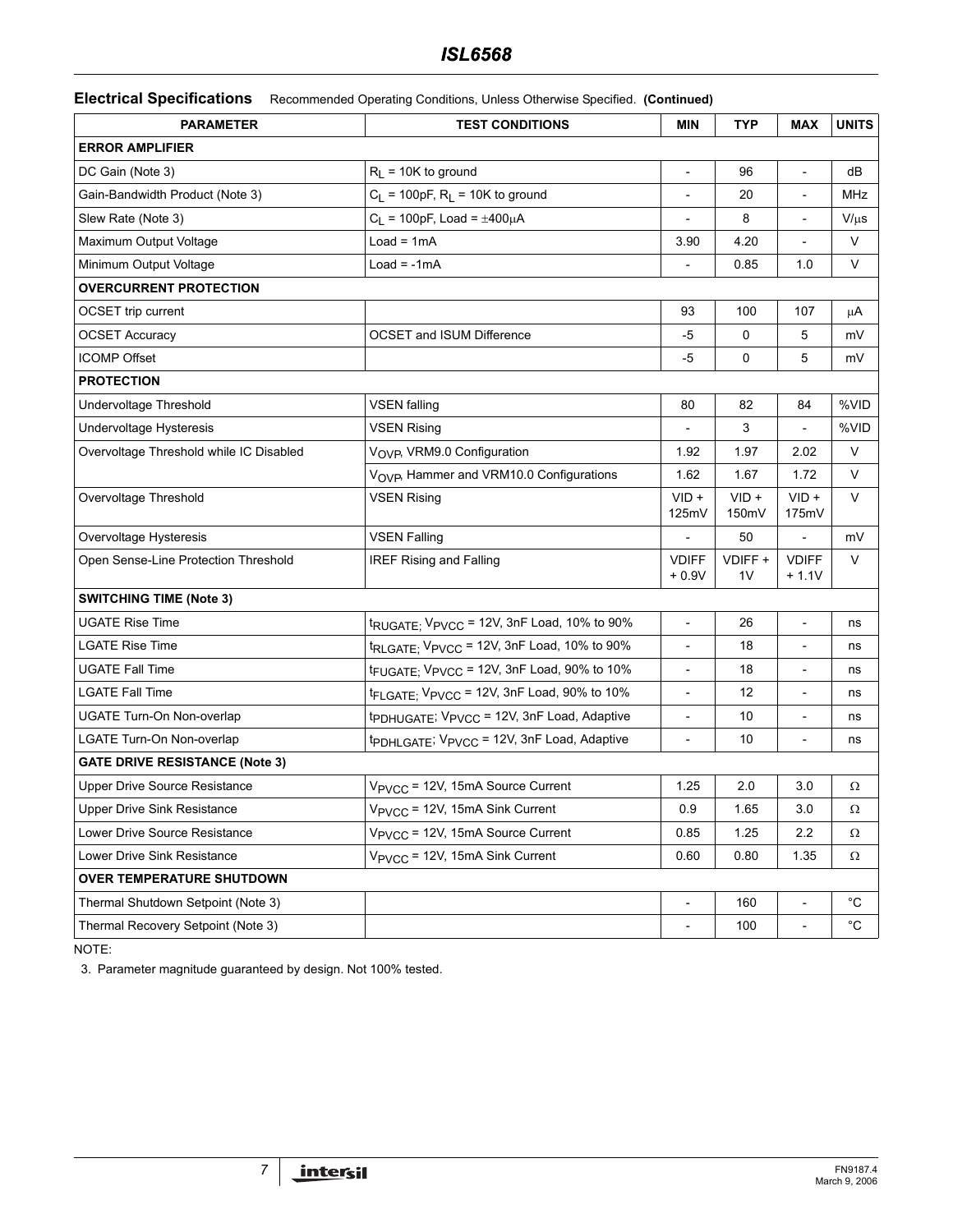**Electrical Specifications** Recommended Operating Conditions, Unless Otherwise Specified. **(Continued)**

| PARAMETER | TEST CONDITIONS | MIN | TYP | MAX | UNITS |
|---|---|---|---|---|---|
| **ERROR AMPLIFIER** | | | | | |
| DC Gain (Note 3) | $R_L$ = 10K to ground | - | 96 | - | dB |
| Gain-Bandwidth Product (Note 3) | $C_L$ = 100pF, $R_L$ = 10K to ground | - | 20 | - | MHz |
| Slew Rate (Note 3) | $C_L$ = 100pF, Load = ±400μA | - | 8 | - | V/μs |
| Maximum Output Voltage | Load = 1mA | 3.90 | 4.20 | - | V |
| Minimum Output Voltage | Load = -1mA | - | 0.85 | 1.0 | V |
| **OVERCURRENT PROTECTION** | | | | | |
| OCSET trip current | | 93 | 100 | 107 | μA |
| OCSET Accuracy | OCSET and ISUM Difference | -5 | 0 | 5 | mV |
| ICOMP Offset | | -5 | 0 | 5 | mV |
| **PROTECTION** | | | | | |
| Undervoltage Threshold | VSEN falling | 80 | 82 | 84 | %VID |
| Undervoltage Hysteresis | VSEN Rising | - | 3 | - | %VID |
| Overvoltage Threshold while IC Disabled | $V_{OVP}$, VRM9.0 Configuration | 1.92 | 1.97 | 2.02 | V |
| | $V_{OVP}$, Hammer and VRM10.0 Configurations | 1.62 | 1.67 | 1.72 | V |
| Overvoltage Threshold | VSEN Rising | VID + 125mV | VID + 150mV | VID + 175mV | V |
| Overvoltage Hysteresis | VSEN Falling | - | 50 | - | mV |
| Open Sense-Line Protection Threshold | IREF Rising and Falling | VDIFF + 0.9V | VDIFF + 1V | VDIFF + 1.1V | V |
| **SWITCHING TIME (Note 3)** | | | | | |
| UGATE Rise Time | $t_{RUGATE}$; $V_{PVCC}$ = 12V, 3nF Load, 10% to 90% | - | 26 | - | ns |
| LGATE Rise Time | $t_{RLGATE}$; $V_{PVCC}$ = 12V, 3nF Load, 10% to 90% | - | 18 | - | ns |
| UGATE Fall Time | $t_{FUGATE}$; $V_{PVCC}$ = 12V, 3nF Load, 90% to 10% | - | 18 | - | ns |
| LGATE Fall Time | $t_{FLGATE}$; $V_{PVCC}$ = 12V, 3nF Load, 90% to 10% | - | 12 | - | ns |
| UGATE Turn-On Non-overlap | $t_{PDHUGATE}$; $V_{PVCC}$ = 12V, 3nF Load, Adaptive | - | 10 | - | ns |
| LGATE Turn-On Non-overlap | $t_{PDHLGATE}$; $V_{PVCC}$ = 12V, 3nF Load, Adaptive | - | 10 | - | ns |
| **GATE DRIVE RESISTANCE (Note 3)** | | | | | |
| Upper Drive Source Resistance | $V_{PVCC}$ = 12V, 15mA Source Current | 1.25 | 2.0 | 3.0 | Ω |
| Upper Drive Sink Resistance | $V_{PVCC}$ = 12V, 15mA Sink Current | 0.9 | 1.65 | 3.0 | Ω |
| Lower Drive Source Resistance | $V_{PVCC}$ = 12V, 15mA Source Current | 0.85 | 1.25 | 2.2 | Ω |
| Lower Drive Sink Resistance | $V_{PVCC}$ = 12V, 15mA Sink Current | 0.60 | 0.80 | 1.35 | Ω |
| **OVER TEMPERATURE SHUTDOWN** | | | | | |
| Thermal Shutdown Setpoint (Note 3) | | - | 160 | - | °C |
| Thermal Recovery Setpoint (Note 3) | | - | 100 | - | °C |

NOTE:

3. Parameter magnitude guaranteed by design. Not 100% tested.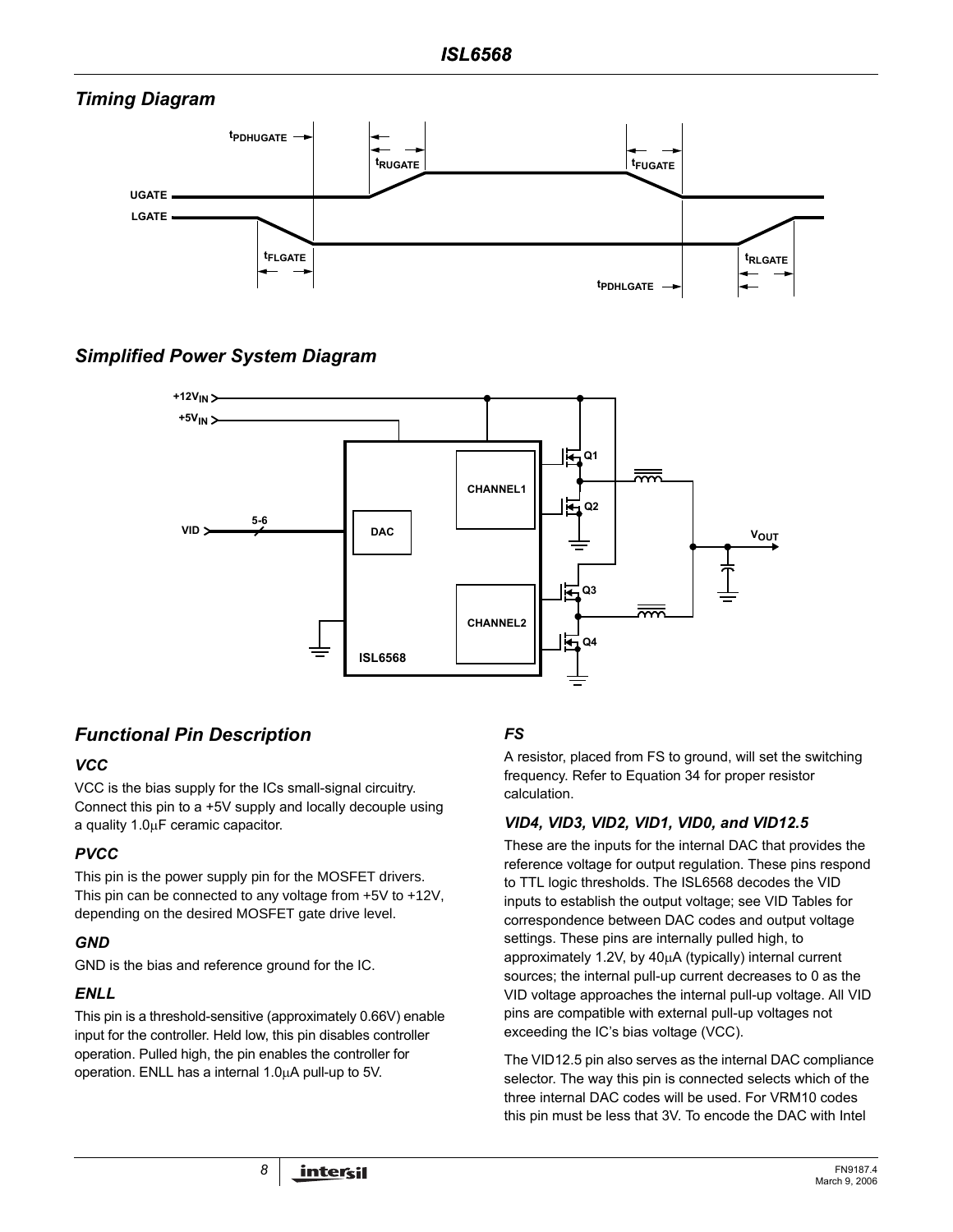## Timing Diagram

## Simplified Power System Diagram

## Functional Pin Description

### VCC

VCC is the bias supply for the ICs small-signal circuitry. Connect this pin to a +5V supply and locally decouple using a quality 1.0μF ceramic capacitor.

### PVCC

This pin is the power supply pin for the MOSFET drivers. This pin can be connected to any voltage from +5V to +12V, depending on the desired MOSFET gate drive level.

### GND

GND is the bias and reference ground for the IC.

### ENLL

This pin is a threshold-sensitive (approximately 0.66V) enable input for the controller. Held low, this pin disables controller operation. Pulled high, the pin enables the controller for operation. ENLL has a internal 1.0μA pull-up to 5V.

### FS

A resistor, placed from FS to ground, will set the switching frequency. Refer to Equation 34 for proper resistor calculation.

### VID4, VID3, VID2, VID1, VID0, and VID12.5

These are the inputs for the internal DAC that provides the reference voltage for output regulation. These pins respond to TTL logic thresholds. The ISL6568 decodes the VID inputs to establish the output voltage; see VID Tables for correspondence between DAC codes and output voltage settings. These pins are internally pulled high, to approximately 1.2V, by 40μA (typically) internal current sources; the internal pull-up current decreases to 0 as the VID voltage approaches the internal pull-up voltage. All VID pins are compatible with external pull-up voltages not exceeding the IC's bias voltage (VCC).

The VID12.5 pin also serves as the internal DAC compliance selector. The way this pin is connected selects which of the three internal DAC codes will be used. For VRM10 codes this pin must be less that 3V. To encode the DAC with Intel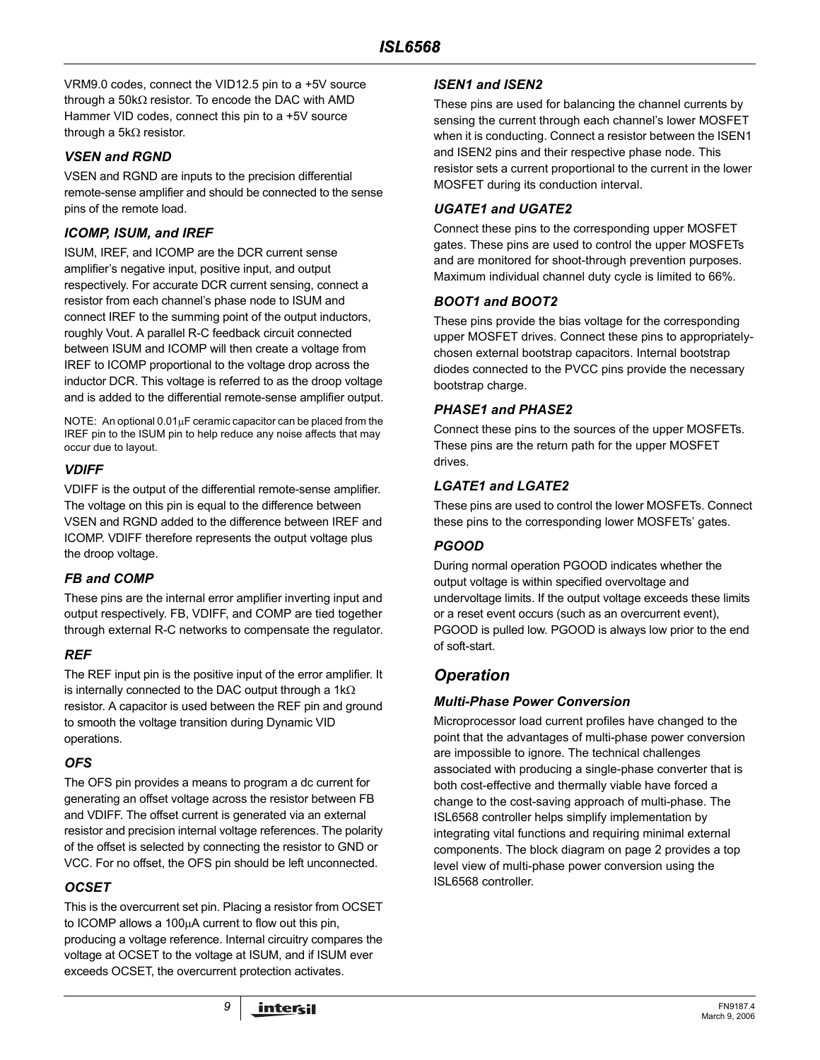VRM9.0 codes, connect the VID12.5 pin to a +5V source through a 50kΩ resistor. To encode the DAC with AMD Hammer VID codes, connect this pin to a +5V source through a 5kΩ resistor.

### VSEN and RGND

VSEN and RGND are inputs to the precision differential remote-sense amplifier and should be connected to the sense pins of the remote load.

### ICOMP, ISUM, and IREF

ISUM, IREF, and ICOMP are the DCR current sense amplifier's negative input, positive input, and output respectively. For accurate DCR current sensing, connect a resistor from each channel's phase node to ISUM and connect IREF to the summing point of the output inductors, roughly Vout. A parallel R-C feedback circuit connected between ISUM and ICOMP will then create a voltage from IREF to ICOMP proportional to the voltage drop across the inductor DCR. This voltage is referred to as the droop voltage and is added to the differential remote-sense amplifier output.

NOTE: An optional 0.01μF ceramic capacitor can be placed from the IREF pin to the ISUM pin to help reduce any noise affects that may occur due to layout.

### VDIFF

VDIFF is the output of the differential remote-sense amplifier. The voltage on this pin is equal to the difference between VSEN and RGND added to the difference between IREF and ICOMP. VDIFF therefore represents the output voltage plus the droop voltage.

### FB and COMP

These pins are the internal error amplifier inverting input and output respectively. FB, VDIFF, and COMP are tied together through external R-C networks to compensate the regulator.

### REF

The REF input pin is the positive input of the error amplifier. It is internally connected to the DAC output through a 1kΩ resistor. A capacitor is used between the REF pin and ground to smooth the voltage transition during Dynamic VID operations.

### OFS

The OFS pin provides a means to program a dc current for generating an offset voltage across the resistor between FB and VDIFF. The offset current is generated via an external resistor and precision internal voltage references. The polarity of the offset is selected by connecting the resistor to GND or VCC. For no offset, the OFS pin should be left unconnected.

### OCSET

This is the overcurrent set pin. Placing a resistor from OCSET to ICOMP allows a 100μA current to flow out this pin, producing a voltage reference. Internal circuitry compares the voltage at OCSET to the voltage at ISUM, and if ISUM ever exceeds OCSET, the overcurrent protection activates.

### ISEN1 and ISEN2

These pins are used for balancing the channel currents by sensing the current through each channel's lower MOSFET when it is conducting. Connect a resistor between the ISEN1 and ISEN2 pins and their respective phase node. This resistor sets a current proportional to the current in the lower MOSFET during its conduction interval.

### UGATE1 and UGATE2

Connect these pins to the corresponding upper MOSFET gates. These pins are used to control the upper MOSFETs and are monitored for shoot-through prevention purposes. Maximum individual channel duty cycle is limited to 66%.

### BOOT1 and BOOT2

These pins provide the bias voltage for the corresponding upper MOSFET drives. Connect these pins to appropriately-chosen external bootstrap capacitors. Internal bootstrap diodes connected to the PVCC pins provide the necessary bootstrap charge.

### PHASE1 and PHASE2

Connect these pins to the sources of the upper MOSFETs. These pins are the return path for the upper MOSFET drives.

### LGATE1 and LGATE2

These pins are used to control the lower MOSFETs. Connect these pins to the corresponding lower MOSFETs' gates.

### PGOOD

During normal operation PGOOD indicates whether the output voltage is within specified overvoltage and undervoltage limits. If the output voltage exceeds these limits or a reset event occurs (such as an overcurrent event), PGOOD is pulled low. PGOOD is always low prior to the end of soft-start.

## Operation

### Multi-Phase Power Conversion

Microprocessor load current profiles have changed to the point that the advantages of multi-phase power conversion are impossible to ignore. The technical challenges associated with producing a single-phase converter that is both cost-effective and thermally viable have forced a change to the cost-saving approach of multi-phase. The ISL6568 controller helps simplify implementation by integrating vital functions and requiring minimal external components. The block diagram on page 2 provides a top level view of multi-phase power conversion using the ISL6568 controller.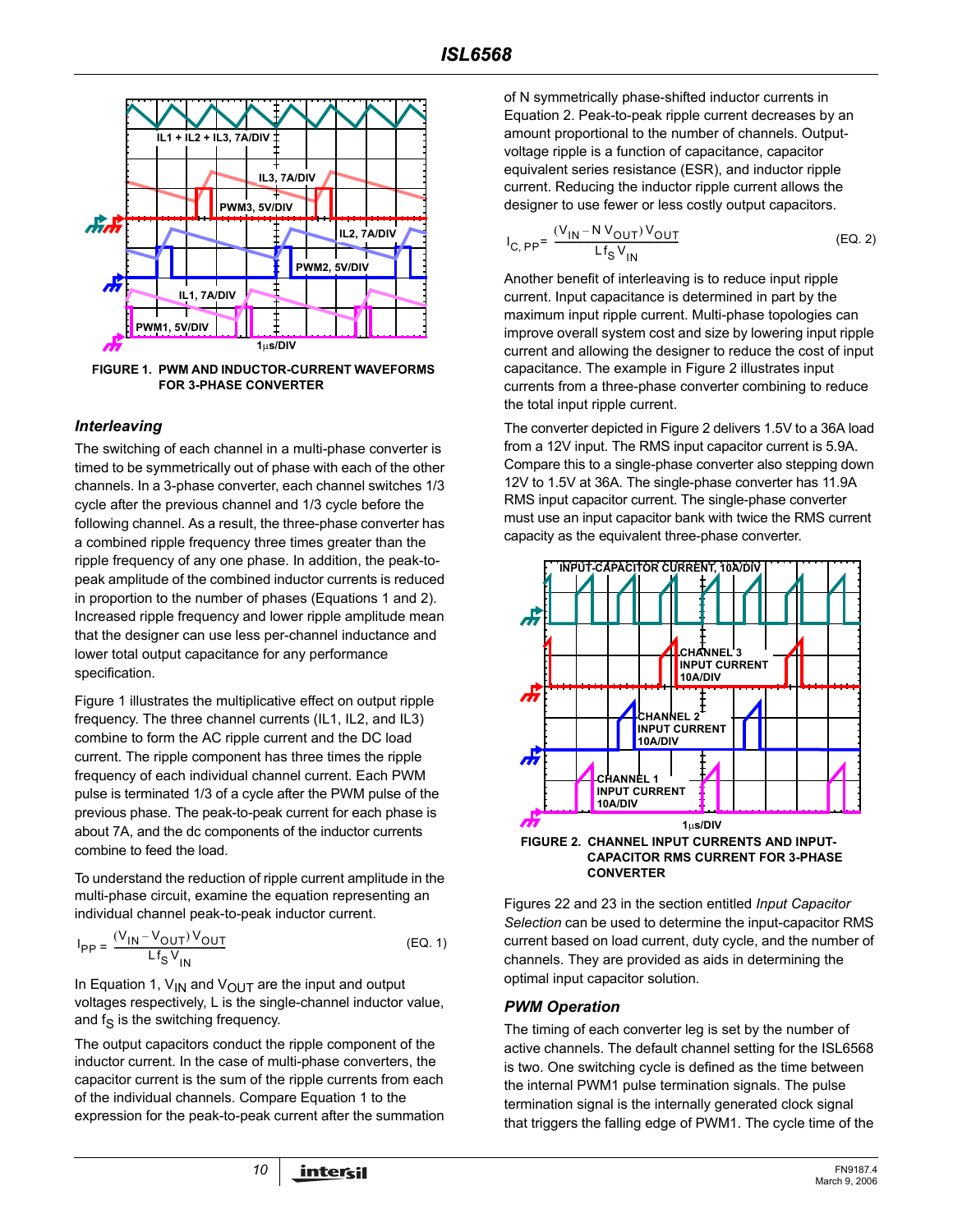FIGURE 1. PWM AND INDUCTOR-CURRENT WAVEFORMS FOR 3-PHASE CONVERTER

### *Interleaving*

The switching of each channel in a multi-phase converter is timed to be symmetrically out of phase with each of the other channels. In a 3-phase converter, each channel switches 1/3 cycle after the previous channel and 1/3 cycle before the following channel. As a result, the three-phase converter has a combined ripple frequency three times greater than the ripple frequency of any one phase. In addition, the peak-to-peak amplitude of the combined inductor currents is reduced in proportion to the number of phases (Equations 1 and 2). Increased ripple frequency and lower ripple amplitude mean that the designer can use less per-channel inductance and lower total output capacitance for any performance specification.

Figure 1 illustrates the multiplicative effect on output ripple frequency. The three channel currents (IL1, IL2, and IL3) combine to form the AC ripple current and the DC load current. The ripple component has three times the ripple frequency of each individual channel current. Each PWM pulse is terminated 1/3 of a cycle after the PWM pulse of the previous phase. The peak-to-peak current for each phase is about 7A, and the dc components of the inductor currents combine to feed the load.

To understand the reduction of ripple current amplitude in the multi-phase circuit, examine the equation representing an individual channel peak-to-peak inductor current.

$$I_{PP} = \frac{(V_{IN} - V_{OUT})V_{OUT}}{L f_S V_{IN}} \quad \text{(EQ. 1)}$$

In Equation 1, $V_{IN}$ and $V_{OUT}$ are the input and output voltages respectively, L is the single-channel inductor value, and $f_S$ is the switching frequency.

The output capacitors conduct the ripple component of the inductor current. In the case of multi-phase converters, the capacitor current is the sum of the ripple currents from each of the individual channels. Compare Equation 1 to the expression for the peak-to-peak current after the summation of N symmetrically phase-shifted inductor currents in Equation 2. Peak-to-peak ripple current decreases by an amount proportional to the number of channels. Output-voltage ripple is a function of capacitance, capacitor equivalent series resistance (ESR), and inductor ripple current. Reducing the inductor ripple current allows the designer to use fewer or less costly output capacitors.

$$I_{C, PP} = \frac{(V_{IN} - N\,V_{OUT})V_{OUT}}{L f_S V_{IN}} \quad \text{(EQ. 2)}$$

Another benefit of interleaving is to reduce input ripple current. Input capacitance is determined in part by the maximum input ripple current. Multi-phase topologies can improve overall system cost and size by lowering input ripple current and allowing the designer to reduce the cost of input capacitance. The example in Figure 2 illustrates input currents from a three-phase converter combining to reduce the total input ripple current.

The converter depicted in Figure 2 delivers 1.5V to a 36A load from a 12V input. The RMS input capacitor current is 5.9A. Compare this to a single-phase converter also stepping down 12V to 1.5V at 36A. The single-phase converter has 11.9A RMS input capacitor current. The single-phase converter must use an input capacitor bank with twice the RMS current capacity as the equivalent three-phase converter.

FIGURE 2. CHANNEL INPUT CURRENTS AND INPUT-CAPACITOR RMS CURRENT FOR 3-PHASE CONVERTER

Figures 22 and 23 in the section entitled *Input Capacitor Selection* can be used to determine the input-capacitor RMS current based on load current, duty cycle, and the number of channels. They are provided as aids in determining the optimal input capacitor solution.

### *PWM Operation*

The timing of each converter leg is set by the number of active channels. The default channel setting for the ISL6568 is two. One switching cycle is defined as the time between the internal PWM1 pulse termination signals. The pulse termination signal is the internally generated clock signal that triggers the falling edge of PWM1. The cycle time of the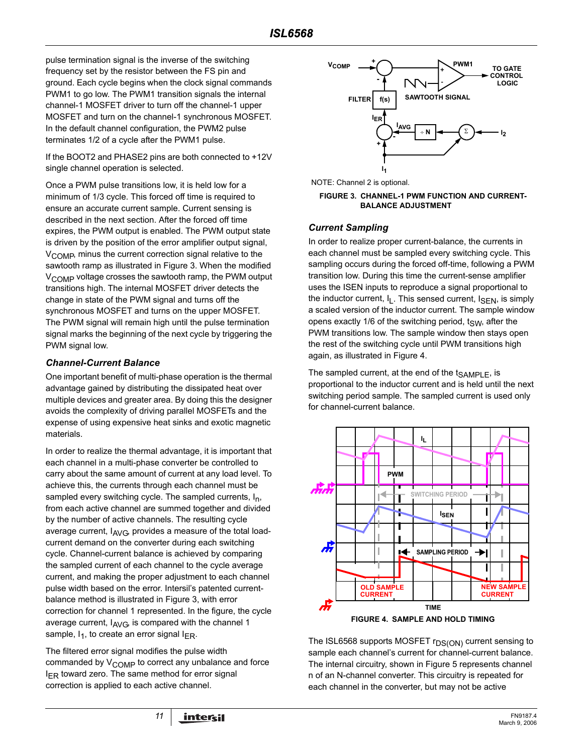pulse termination signal is the inverse of the switching frequency set by the resistor between the FS pin and ground. Each cycle begins when the clock signal commands PWM1 to go low. The PWM1 transition signals the internal channel-1 MOSFET driver to turn off the channel-1 upper MOSFET and turn on the channel-1 synchronous MOSFET. In the default channel configuration, the PWM2 pulse terminates 1/2 of a cycle after the PWM1 pulse.

If the BOOT2 and PHASE2 pins are both connected to +12V single channel operation is selected.

Once a PWM pulse transitions low, it is held low for a minimum of 1/3 cycle. This forced off time is required to ensure an accurate current sample. Current sensing is described in the next section. After the forced off time expires, the PWM output is enabled. The PWM output state is driven by the position of the error amplifier output signal, $V_{COMP}$, minus the current correction signal relative to the sawtooth ramp as illustrated in Figure 3. When the modified $V_{COMP}$ voltage crosses the sawtooth ramp, the PWM output transitions high. The internal MOSFET driver detects the change in state of the PWM signal and turns off the synchronous MOSFET and turns on the upper MOSFET. The PWM signal will remain high until the pulse termination signal marks the beginning of the next cycle by triggering the PWM signal low.

### *Channel-Current Balance*

One important benefit of multi-phase operation is the thermal advantage gained by distributing the dissipated heat over multiple devices and greater area. By doing this the designer avoids the complexity of driving parallel MOSFETs and the expense of using expensive heat sinks and exotic magnetic materials.

In order to realize the thermal advantage, it is important that each channel in a multi-phase converter be controlled to carry about the same amount of current at any load level. To achieve this, the currents through each channel must be sampled every switching cycle. The sampled currents, $I_n$, from each active channel are summed together and divided by the number of active channels. The resulting cycle average current, $I_{AVG}$, provides a measure of the total load-current demand on the converter during each switching cycle. Channel-current balance is achieved by comparing the sampled current of each channel to the cycle average current, and making the proper adjustment to each channel pulse width based on the error. Intersil's patented current-balance method is illustrated in Figure 3, with error correction for channel 1 represented. In the figure, the cycle average current, $I_{AVG}$, is compared with the channel 1 sample, $I_1$, to create an error signal $I_{ER}$.

The filtered error signal modifies the pulse width commanded by $V_{COMP}$ to correct any unbalance and force $I_{ER}$ toward zero. The same method for error signal correction is applied to each active channel.

NOTE: Channel 2 is optional.

**FIGURE 3. CHANNEL-1 PWM FUNCTION AND CURRENT-BALANCE ADJUSTMENT**

### *Current Sampling*

In order to realize proper current-balance, the currents in each channel must be sampled every switching cycle. This sampling occurs during the forced off-time, following a PWM transition low. During this time the current-sense amplifier uses the ISEN inputs to reproduce a signal proportional to the inductor current, $I_L$. This sensed current, $I_{SEN}$, is simply a scaled version of the inductor current. The sample window opens exactly 1/6 of the switching period, $t_{SW}$, after the PWM transitions low. The sample window then stays open the rest of the switching cycle until PWM transitions high again, as illustrated in Figure 4.

The sampled current, at the end of the $t_{SAMPLE}$, is proportional to the inductor current and is held until the next switching period sample. The sampled current is used only for channel-current balance.

**FIGURE 4. SAMPLE AND HOLD TIMING**

The ISL6568 supports MOSFET $r_{DS(ON)}$ current sensing to sample each channel's current for channel-current balance. The internal circuitry, shown in Figure 5 represents channel n of an N-channel converter. This circuitry is repeated for each channel in the converter, but may not be active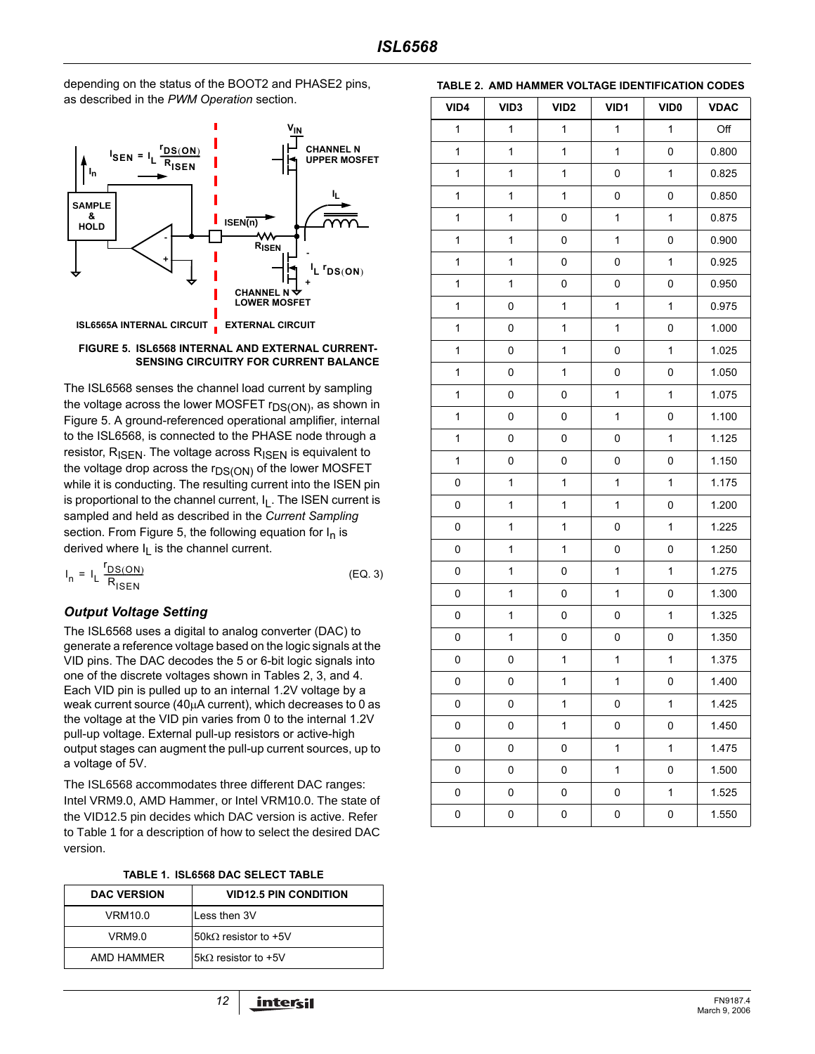depending on the status of the BOOT2 and PHASE2 pins, as described in the *PWM Operation* section.

**FIGURE 5. ISL6568 INTERNAL AND EXTERNAL CURRENT-SENSING CIRCUITRY FOR CURRENT BALANCE**

The ISL6568 senses the channel load current by sampling the voltage across the lower MOSFET $r_{DS(ON)}$, as shown in Figure 5. A ground-referenced operational amplifier, internal to the ISL6568, is connected to the PHASE node through a resistor, $R_{ISEN}$. The voltage across $R_{ISEN}$ is equivalent to the voltage drop across the $r_{DS(ON)}$ of the lower MOSFET while it is conducting. The resulting current into the ISEN pin is proportional to the channel current, $I_L$. The ISEN current is sampled and held as described in the *Current Sampling* section. From Figure 5, the following equation for $I_n$ is derived where $I_L$ is the channel current.

$$I_n = I_L \frac{r_{DS(ON)}}{R_{ISEN}} \quad \text{(EQ. 3)}$$

### *Output Voltage Setting*

The ISL6568 uses a digital to analog converter (DAC) to generate a reference voltage based on the logic signals at the VID pins. The DAC decodes the 5 or 6-bit logic signals into one of the discrete voltages shown in Tables 2, 3, and 4. Each VID pin is pulled up to an internal 1.2V voltage by a weak current source (40µA current), which decreases to 0 as the voltage at the VID pin varies from 0 to the internal 1.2V pull-up voltage. External pull-up resistors or active-high output stages can augment the pull-up current sources, up to a voltage of 5V.

The ISL6568 accommodates three different DAC ranges: Intel VRM9.0, AMD Hammer, or Intel VRM10.0. The state of the VID12.5 pin decides which DAC version is active. Refer to Table 1 for a description of how to select the desired DAC version.

**TABLE 1. ISL6568 DAC SELECT TABLE**

| DAC VERSION | VID12.5 PIN CONDITION |
|---|---|
| VRM10.0 | Less then 3V |
| VRM9.0 | 50kΩ resistor to +5V |
| AMD HAMMER | 5kΩ resistor to +5V |

**TABLE 2. AMD HAMMER VOLTAGE IDENTIFICATION CODES**

| VID4 | VID3 | VID2 | VID1 | VID0 | VDAC |
|---|---|---|---|---|---|
| 1 | 1 | 1 | 1 | 1 | Off |
| 1 | 1 | 1 | 1 | 0 | 0.800 |
| 1 | 1 | 1 | 0 | 1 | 0.825 |
| 1 | 1 | 1 | 0 | 0 | 0.850 |
| 1 | 1 | 0 | 1 | 1 | 0.875 |
| 1 | 1 | 0 | 1 | 0 | 0.900 |
| 1 | 1 | 0 | 0 | 1 | 0.925 |
| 1 | 1 | 0 | 0 | 0 | 0.950 |
| 1 | 0 | 1 | 1 | 1 | 0.975 |
| 1 | 0 | 1 | 1 | 0 | 1.000 |
| 1 | 0 | 1 | 0 | 1 | 1.025 |
| 1 | 0 | 1 | 0 | 0 | 1.050 |
| 1 | 0 | 0 | 1 | 1 | 1.075 |
| 1 | 0 | 0 | 1 | 0 | 1.100 |
| 1 | 0 | 0 | 0 | 1 | 1.125 |
| 1 | 0 | 0 | 0 | 0 | 1.150 |
| 0 | 1 | 1 | 1 | 1 | 1.175 |
| 0 | 1 | 1 | 1 | 0 | 1.200 |
| 0 | 1 | 1 | 0 | 1 | 1.225 |
| 0 | 1 | 1 | 0 | 0 | 1.250 |
| 0 | 1 | 0 | 1 | 1 | 1.275 |
| 0 | 1 | 0 | 1 | 0 | 1.300 |
| 0 | 1 | 0 | 0 | 1 | 1.325 |
| 0 | 1 | 0 | 0 | 0 | 1.350 |
| 0 | 0 | 1 | 1 | 1 | 1.375 |
| 0 | 0 | 1 | 1 | 0 | 1.400 |
| 0 | 0 | 1 | 0 | 1 | 1.425 |
| 0 | 0 | 1 | 0 | 0 | 1.450 |
| 0 | 0 | 0 | 1 | 1 | 1.475 |
| 0 | 0 | 0 | 1 | 0 | 1.500 |
| 0 | 0 | 0 | 0 | 1 | 1.525 |
| 0 | 0 | 0 | 0 | 0 | 1.550 |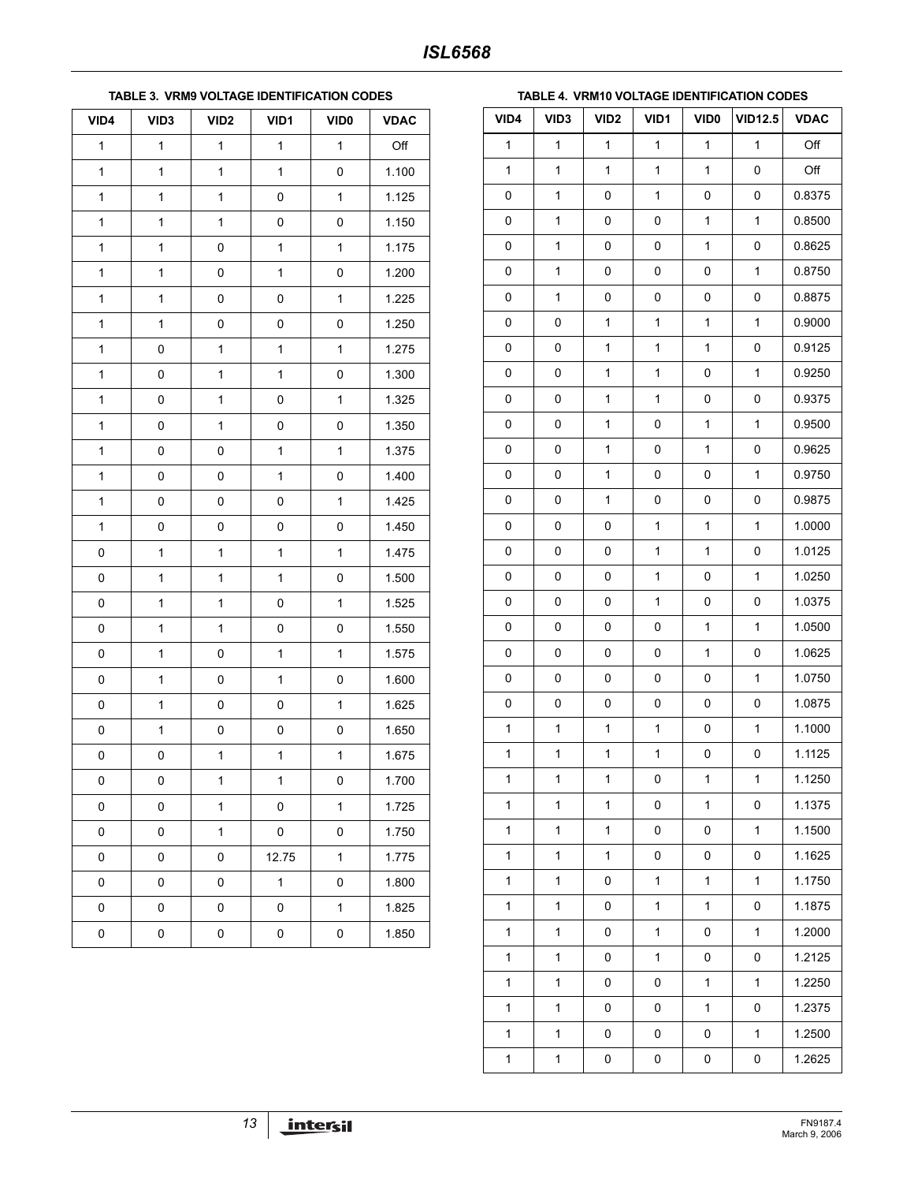**TABLE 3. VRM9 VOLTAGE IDENTIFICATION CODES**

| VID4 | VID3 | VID2 | VID1 | VID0 | VDAC |
|---|---|---|---|---|---|
| 1 | 1 | 1 | 1 | 1 | Off |
| 1 | 1 | 1 | 1 | 0 | 1.100 |
| 1 | 1 | 1 | 0 | 1 | 1.125 |
| 1 | 1 | 1 | 0 | 0 | 1.150 |
| 1 | 1 | 0 | 1 | 1 | 1.175 |
| 1 | 1 | 0 | 1 | 0 | 1.200 |
| 1 | 1 | 0 | 0 | 1 | 1.225 |
| 1 | 1 | 0 | 0 | 0 | 1.250 |
| 1 | 0 | 1 | 1 | 1 | 1.275 |
| 1 | 0 | 1 | 1 | 0 | 1.300 |
| 1 | 0 | 1 | 0 | 1 | 1.325 |
| 1 | 0 | 1 | 0 | 0 | 1.350 |
| 1 | 0 | 0 | 1 | 1 | 1.375 |
| 1 | 0 | 0 | 1 | 0 | 1.400 |
| 1 | 0 | 0 | 0 | 1 | 1.425 |
| 1 | 0 | 0 | 0 | 0 | 1.450 |
| 0 | 1 | 1 | 1 | 1 | 1.475 |
| 0 | 1 | 1 | 1 | 0 | 1.500 |
| 0 | 1 | 1 | 0 | 1 | 1.525 |
| 0 | 1 | 1 | 0 | 0 | 1.550 |
| 0 | 1 | 0 | 1 | 1 | 1.575 |
| 0 | 1 | 0 | 1 | 0 | 1.600 |
| 0 | 1 | 0 | 0 | 1 | 1.625 |
| 0 | 1 | 0 | 0 | 0 | 1.650 |
| 0 | 0 | 1 | 1 | 1 | 1.675 |
| 0 | 0 | 1 | 1 | 0 | 1.700 |
| 0 | 0 | 1 | 0 | 1 | 1.725 |
| 0 | 0 | 1 | 0 | 0 | 1.750 |
| 0 | 0 | 0 | 12.75 | 1 | 1.775 |
| 0 | 0 | 0 | 1 | 0 | 1.800 |
| 0 | 0 | 0 | 0 | 1 | 1.825 |
| 0 | 0 | 0 | 0 | 0 | 1.850 |

**TABLE 4. VRM10 VOLTAGE IDENTIFICATION CODES**

| VID4 | VID3 | VID2 | VID1 | VID0 | VID12.5 | VDAC |
|---|---|---|---|---|---|---|
| 1 | 1 | 1 | 1 | 1 | 1 | Off |
| 1 | 1 | 1 | 1 | 1 | 0 | Off |
| 0 | 1 | 0 | 1 | 0 | 0 | 0.8375 |
| 0 | 1 | 0 | 0 | 1 | 1 | 0.8500 |
| 0 | 1 | 0 | 0 | 1 | 0 | 0.8625 |
| 0 | 1 | 0 | 0 | 0 | 1 | 0.8750 |
| 0 | 1 | 0 | 0 | 0 | 0 | 0.8875 |
| 0 | 0 | 1 | 1 | 1 | 1 | 0.9000 |
| 0 | 0 | 1 | 1 | 1 | 0 | 0.9125 |
| 0 | 0 | 1 | 1 | 0 | 1 | 0.9250 |
| 0 | 0 | 1 | 1 | 0 | 0 | 0.9375 |
| 0 | 0 | 1 | 0 | 1 | 1 | 0.9500 |
| 0 | 0 | 1 | 0 | 1 | 0 | 0.9625 |
| 0 | 0 | 1 | 0 | 0 | 1 | 0.9750 |
| 0 | 0 | 1 | 0 | 0 | 0 | 0.9875 |
| 0 | 0 | 0 | 1 | 1 | 1 | 1.0000 |
| 0 | 0 | 0 | 1 | 1 | 0 | 1.0125 |
| 0 | 0 | 0 | 1 | 0 | 1 | 1.0250 |
| 0 | 0 | 0 | 1 | 0 | 0 | 1.0375 |
| 0 | 0 | 0 | 0 | 1 | 1 | 1.0500 |
| 0 | 0 | 0 | 0 | 1 | 0 | 1.0625 |
| 0 | 0 | 0 | 0 | 0 | 1 | 1.0750 |
| 0 | 0 | 0 | 0 | 0 | 0 | 1.0875 |
| 1 | 1 | 1 | 1 | 0 | 1 | 1.1000 |
| 1 | 1 | 1 | 1 | 0 | 0 | 1.1125 |
| 1 | 1 | 1 | 0 | 1 | 1 | 1.1250 |
| 1 | 1 | 1 | 0 | 1 | 0 | 1.1375 |
| 1 | 1 | 1 | 0 | 0 | 1 | 1.1500 |
| 1 | 1 | 1 | 0 | 0 | 0 | 1.1625 |
| 1 | 1 | 0 | 1 | 1 | 1 | 1.1750 |
| 1 | 1 | 0 | 1 | 1 | 0 | 1.1875 |
| 1 | 1 | 0 | 1 | 0 | 1 | 1.2000 |
| 1 | 1 | 0 | 1 | 0 | 0 | 1.2125 |
| 1 | 1 | 0 | 0 | 1 | 1 | 1.2250 |
| 1 | 1 | 0 | 0 | 1 | 0 | 1.2375 |
| 1 | 1 | 0 | 0 | 0 | 1 | 1.2500 |
| 1 | 1 | 0 | 0 | 0 | 0 | 1.2625 |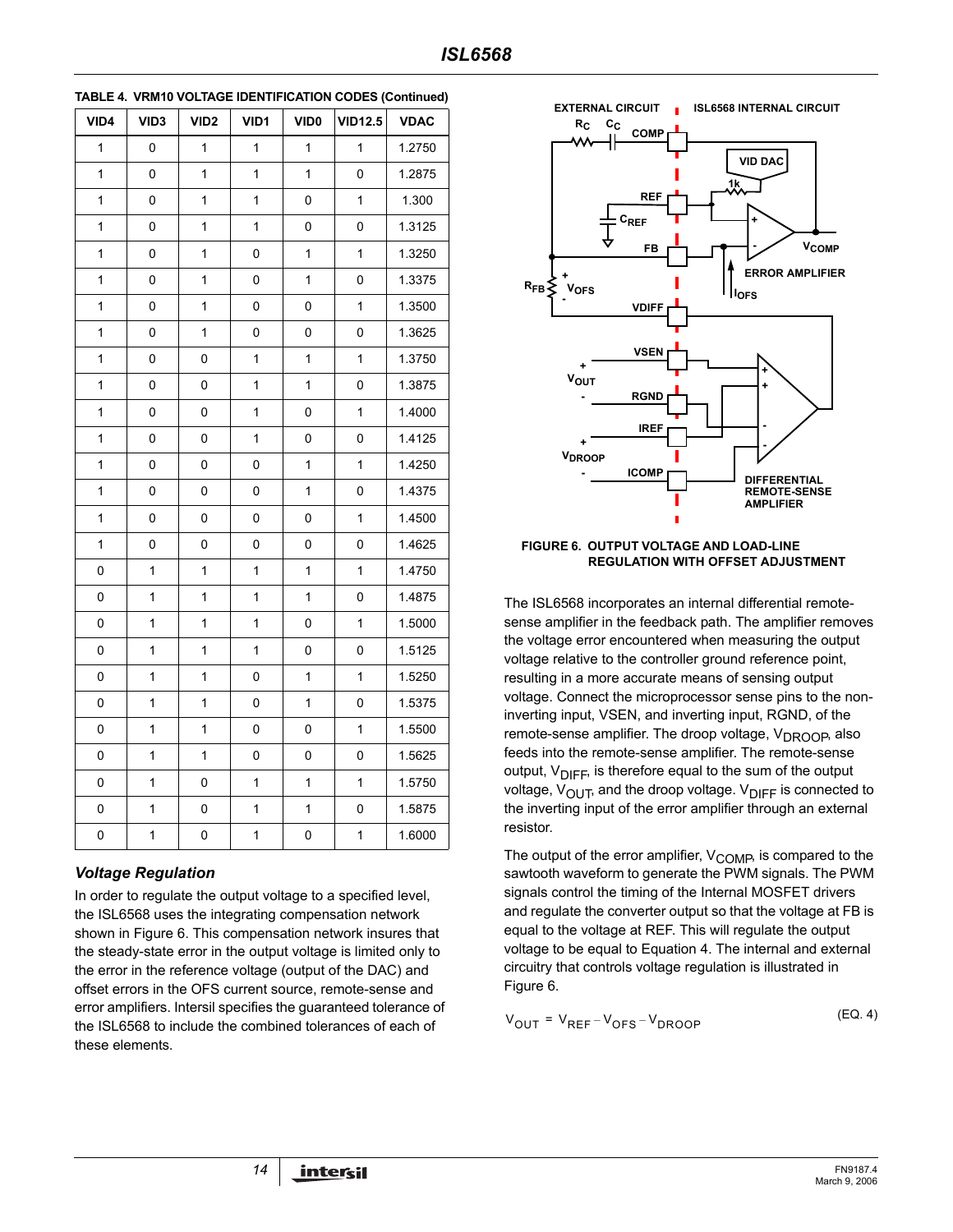**TABLE 4. VRM10 VOLTAGE IDENTIFICATION CODES (Continued)**

| VID4 | VID3 | VID2 | VID1 | VID0 | VID12.5 | VDAC |
|---|---|---|---|---|---|---|
| 1 | 0 | 1 | 1 | 1 | 1 | 1.2750 |
| 1 | 0 | 1 | 1 | 1 | 0 | 1.2875 |
| 1 | 0 | 1 | 1 | 0 | 1 | 1.300 |
| 1 | 0 | 1 | 1 | 0 | 0 | 1.3125 |
| 1 | 0 | 1 | 0 | 1 | 1 | 1.3250 |
| 1 | 0 | 1 | 0 | 1 | 0 | 1.3375 |
| 1 | 0 | 1 | 0 | 0 | 1 | 1.3500 |
| 1 | 0 | 1 | 0 | 0 | 0 | 1.3625 |
| 1 | 0 | 0 | 1 | 1 | 1 | 1.3750 |
| 1 | 0 | 0 | 1 | 1 | 0 | 1.3875 |
| 1 | 0 | 0 | 1 | 0 | 1 | 1.4000 |
| 1 | 0 | 0 | 1 | 0 | 0 | 1.4125 |
| 1 | 0 | 0 | 0 | 1 | 1 | 1.4250 |
| 1 | 0 | 0 | 0 | 1 | 0 | 1.4375 |
| 1 | 0 | 0 | 0 | 0 | 1 | 1.4500 |
| 1 | 0 | 0 | 0 | 0 | 0 | 1.4625 |
| 0 | 1 | 1 | 1 | 1 | 1 | 1.4750 |
| 0 | 1 | 1 | 1 | 1 | 0 | 1.4875 |
| 0 | 1 | 1 | 1 | 0 | 1 | 1.5000 |
| 0 | 1 | 1 | 1 | 0 | 0 | 1.5125 |
| 0 | 1 | 1 | 0 | 1 | 1 | 1.5250 |
| 0 | 1 | 1 | 0 | 1 | 0 | 1.5375 |
| 0 | 1 | 1 | 0 | 0 | 1 | 1.5500 |
| 0 | 1 | 1 | 0 | 0 | 0 | 1.5625 |
| 0 | 1 | 0 | 1 | 1 | 1 | 1.5750 |
| 0 | 1 | 0 | 1 | 1 | 0 | 1.5875 |
| 0 | 1 | 0 | 1 | 0 | 1 | 1.6000 |

### *Voltage Regulation*

In order to regulate the output voltage to a specified level, the ISL6568 uses the integrating compensation network shown in Figure 6. This compensation network insures that the steady-state error in the output voltage is limited only to the error in the reference voltage (output of the DAC) and offset errors in the OFS current source, remote-sense and error amplifiers. Intersil specifies the guaranteed tolerance of the ISL6568 to include the combined tolerances of each of these elements.

**FIGURE 6. OUTPUT VOLTAGE AND LOAD-LINE REGULATION WITH OFFSET ADJUSTMENT**

The ISL6568 incorporates an internal differential remote-sense amplifier in the feedback path. The amplifier removes the voltage error encountered when measuring the output voltage relative to the controller ground reference point, resulting in a more accurate means of sensing output voltage. Connect the microprocessor sense pins to the non-inverting input, VSEN, and inverting input, RGND, of the remote-sense amplifier. The droop voltage, $V_{DROOP}$, also feeds into the remote-sense amplifier. The remote-sense output, $V_{DIFF}$, is therefore equal to the sum of the output voltage, $V_{OUT}$, and the droop voltage. $V_{DIFF}$ is connected to the inverting input of the error amplifier through an external resistor.

The output of the error amplifier, $V_{COMP}$, is compared to the sawtooth waveform to generate the PWM signals. The PWM signals control the timing of the Internal MOSFET drivers and regulate the converter output so that the voltage at FB is equal to the voltage at REF. This will regulate the output voltage to be equal to Equation 4. The internal and external circuitry that controls voltage regulation is illustrated in Figure 6.

$$V_{OUT} = V_{REF} - V_{OFS} - V_{DROOP} \quad \text{(EQ. 4)}$$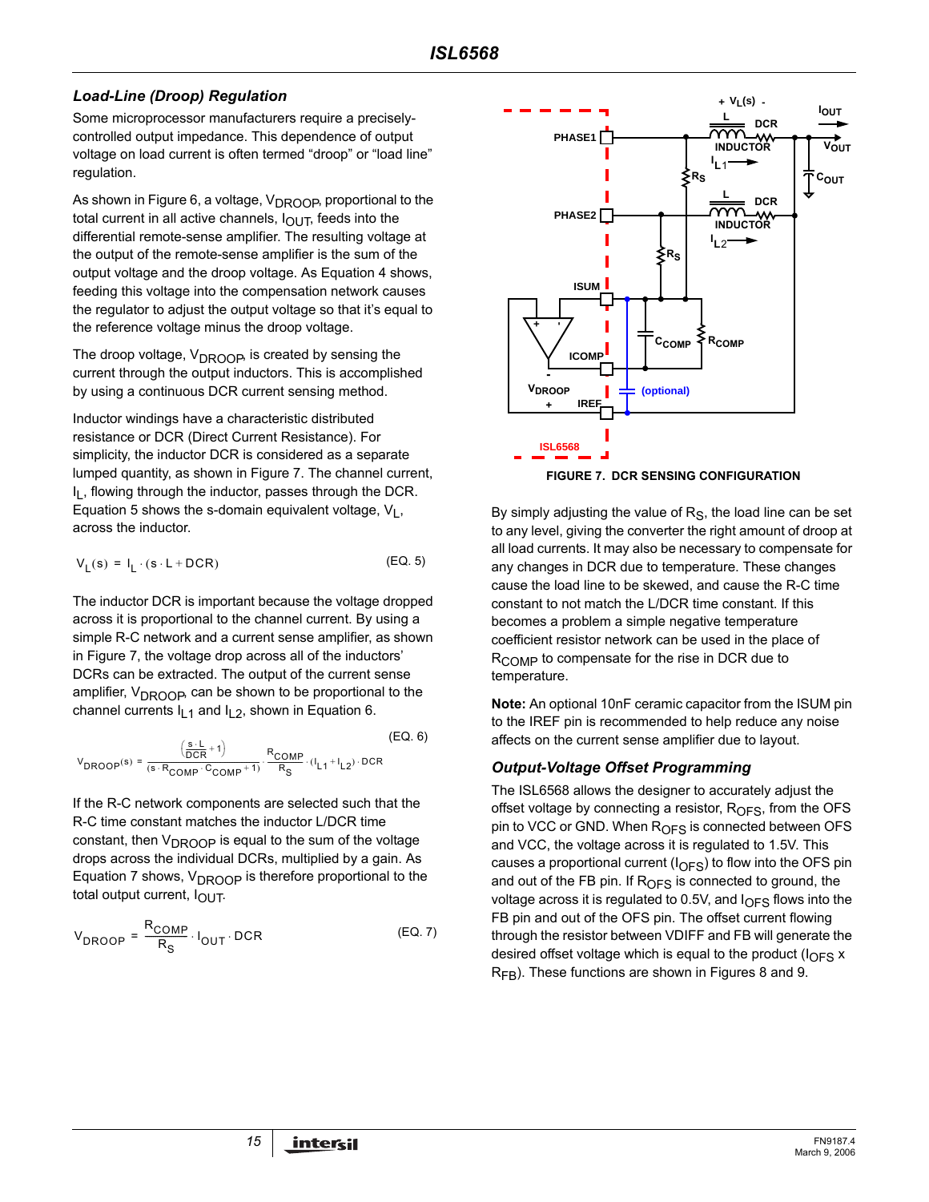## *Load-Line (Droop) Regulation*

Some microprocessor manufacturers require a precisely-controlled output impedance. This dependence of output voltage on load current is often termed "droop" or "load line" regulation.

As shown in Figure 6, a voltage, $V_{DROOP}$, proportional to the total current in all active channels, $I_{OUT}$, feeds into the differential remote-sense amplifier. The resulting voltage at the output of the remote-sense amplifier is the sum of the output voltage and the droop voltage. As Equation 4 shows, feeding this voltage into the compensation network causes the regulator to adjust the output voltage so that it's equal to the reference voltage minus the droop voltage.

The droop voltage, $V_{DROOP}$, is created by sensing the current through the output inductors. This is accomplished by using a continuous DCR current sensing method.

Inductor windings have a characteristic distributed resistance or DCR (Direct Current Resistance). For simplicity, the inductor DCR is considered as a separate lumped quantity, as shown in Figure 7. The channel current, $I_L$, flowing through the inductor, passes through the DCR. Equation 5 shows the s-domain equivalent voltage, $V_L$, across the inductor.

$$V_L(s) = I_L \cdot (s \cdot L + DCR) \qquad \text{(EQ. 5)}$$

The inductor DCR is important because the voltage dropped across it is proportional to the channel current. By using a simple R-C network and a current sense amplifier, as shown in Figure 7, the voltage drop across all of the inductors' DCRs can be extracted. The output of the current sense amplifier, $V_{DROOP}$, can be shown to be proportional to the channel currents $I_{L1}$ and $I_{L2}$, shown in Equation 6.

$$V_{DROOP}(s) = \frac{\left(\frac{s \cdot L}{DCR} + 1\right)}{(s \cdot R_{COMP} \cdot C_{COMP} + 1)} \cdot \frac{R_{COMP}}{R_S} \cdot (I_{L1} + I_{L2}) \cdot DCR \qquad \text{(EQ. 6)}$$

If the R-C network components are selected such that the R-C time constant matches the inductor L/DCR time constant, then $V_{DROOP}$ is equal to the sum of the voltage drops across the individual DCRs, multiplied by a gain. As Equation 7 shows, $V_{DROOP}$ is therefore proportional to the total output current, $I_{OUT}$.

$$V_{DROOP} = \frac{R_{COMP}}{R_S} \cdot I_{OUT} \cdot DCR \qquad \text{(EQ. 7)}$$

FIGURE 7. DCR SENSING CONFIGURATION

By simply adjusting the value of $R_S$, the load line can be set to any level, giving the converter the right amount of droop at all load currents. It may also be necessary to compensate for any changes in DCR due to temperature. These changes cause the load line to be skewed, and cause the R-C time constant to not match the L/DCR time constant. If this becomes a problem a simple negative temperature coefficient resistor network can be used in the place of $R_{COMP}$ to compensate for the rise in DCR due to temperature.

**Note:** An optional 10nF ceramic capacitor from the ISUM pin to the IREF pin is recommended to help reduce any noise affects on the current sense amplifier due to layout.

## *Output-Voltage Offset Programming*

The ISL6568 allows the designer to accurately adjust the offset voltage by connecting a resistor, $R_{OFS}$, from the OFS pin to VCC or GND. When $R_{OFS}$ is connected between OFS and VCC, the voltage across it is regulated to 1.5V. This causes a proportional current ($I_{OFS}$) to flow into the OFS pin and out of the FB pin. If $R_{OFS}$ is connected to ground, the voltage across it is regulated to 0.5V, and $I_{OFS}$ flows into the FB pin and out of the OFS pin. The offset current flowing through the resistor between VDIFF and FB will generate the desired offset voltage which is equal to the product ($I_{OFS}$ x $R_{FB}$). These functions are shown in Figures 8 and 9.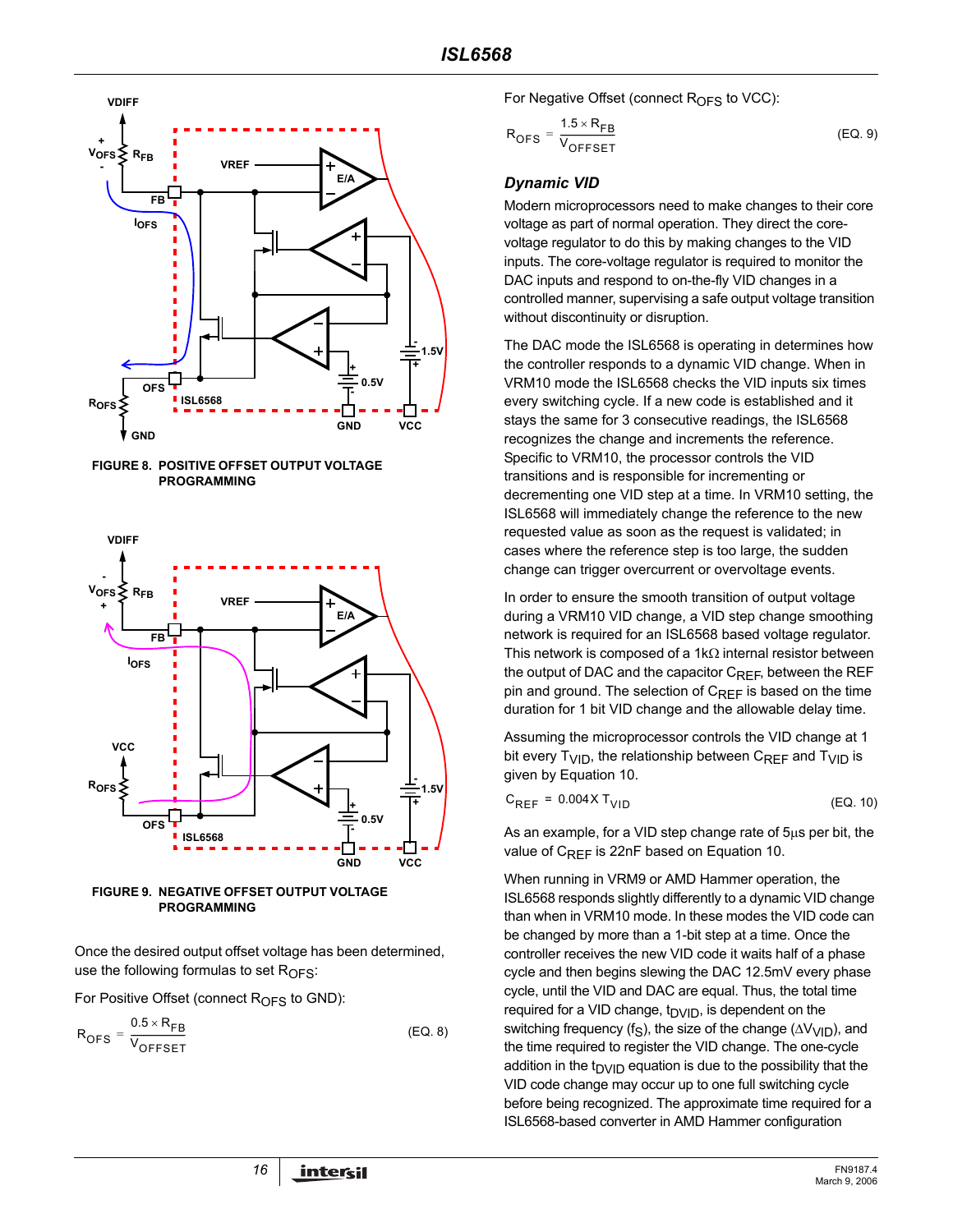FIGURE 8. POSITIVE OFFSET OUTPUT VOLTAGE PROGRAMMING

FIGURE 9. NEGATIVE OFFSET OUTPUT VOLTAGE PROGRAMMING

Once the desired output offset voltage has been determined, use the following formulas to set $R_{OFS}$:

For Positive Offset (connect $R_{OFS}$ to GND):

$$R_{OFS} = \frac{0.5 \times R_{FB}}{V_{OFFSET}} \qquad \text{(EQ. 8)}$$

For Negative Offset (connect $R_{OFS}$ to VCC):

$$R_{OFS} = \frac{1.5 \times R_{FB}}{V_{OFFSET}} \qquad \text{(EQ. 9)}$$

### *Dynamic VID*

Modern microprocessors need to make changes to their core voltage as part of normal operation. They direct the core-voltage regulator to do this by making changes to the VID inputs. The core-voltage regulator is required to monitor the DAC inputs and respond to on-the-fly VID changes in a controlled manner, supervising a safe output voltage transition without discontinuity or disruption.

The DAC mode the ISL6568 is operating in determines how the controller responds to a dynamic VID change. When in VRM10 mode the ISL6568 checks the VID inputs six times every switching cycle. If a new code is established and it stays the same for 3 consecutive readings, the ISL6568 recognizes the change and increments the reference. Specific to VRM10, the processor controls the VID transitions and is responsible for incrementing or decrementing one VID step at a time. In VRM10 setting, the ISL6568 will immediately change the reference to the new requested value as soon as the request is validated; in cases where the reference step is too large, the sudden change can trigger overcurrent or overvoltage events.

In order to ensure the smooth transition of output voltage during a VRM10 VID change, a VID step change smoothing network is required for an ISL6568 based voltage regulator. This network is composed of a 1kΩ internal resistor between the output of DAC and the capacitor $C_{REF}$, between the REF pin and ground. The selection of $C_{REF}$ is based on the time duration for 1 bit VID change and the allowable delay time.

Assuming the microprocessor controls the VID change at 1 bit every $T_{VID}$, the relationship between $C_{REF}$ and $T_{VID}$ is given by Equation 10.

$$C_{REF} = 0.004 \times T_{VID} \qquad \text{(EQ. 10)}$$

As an example, for a VID step change rate of 5µs per bit, the value of $C_{REF}$ is 22nF based on Equation 10.

When running in VRM9 or AMD Hammer operation, the ISL6568 responds slightly differently to a dynamic VID change than when in VRM10 mode. In these modes the VID code can be changed by more than a 1-bit step at a time. Once the controller receives the new VID code it waits half of a phase cycle and then begins slewing the DAC 12.5mV every phase cycle, until the VID and DAC are equal. Thus, the total time required for a VID change, $t_{DVID}$, is dependent on the switching frequency ($f_S$), the size of the change ($\Delta V_{VID}$), and the time required to register the VID change. The one-cycle addition in the $t_{DVID}$ equation is due to the possibility that the VID code change may occur up to one full switching cycle before being recognized. The approximate time required for a ISL6568-based converter in AMD Hammer configuration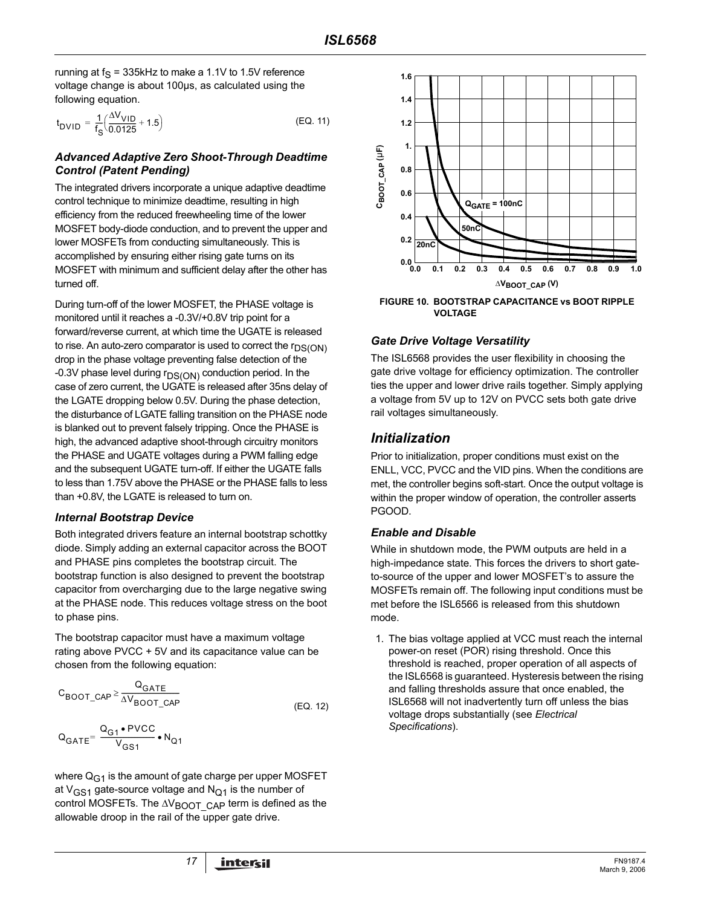running at $f_S$ = 335kHz to make a 1.1V to 1.5V reference voltage change is about 100µs, as calculated using the following equation.

$$t_{DVID} = \frac{1}{f_S}\left(\frac{\Delta V_{VID}}{0.0125} + 1.5\right) \quad \text{(EQ. 11)}$$

### Advanced Adaptive Zero Shoot-Through Deadtime Control (Patent Pending)

The integrated drivers incorporate a unique adaptive deadtime control technique to minimize deadtime, resulting in high efficiency from the reduced freewheeling time of the lower MOSFET body-diode conduction, and to prevent the upper and lower MOSFETs from conducting simultaneously. This is accomplished by ensuring either rising gate turns on its MOSFET with minimum and sufficient delay after the other has turned off.

During turn-off of the lower MOSFET, the PHASE voltage is monitored until it reaches a -0.3V/+0.8V trip point for a forward/reverse current, at which time the UGATE is released to rise. An auto-zero comparator is used to correct the $r_{DS(ON)}$ drop in the phase voltage preventing false detection of the -0.3V phase level during $r_{DS(ON)}$ conduction period. In the case of zero current, the UGATE is released after 35ns delay of the LGATE dropping below 0.5V. During the phase detection, the disturbance of LGATE falling transition on the PHASE node is blanked out to prevent falsely tripping. Once the PHASE is high, the advanced adaptive shoot-through circuitry monitors the PHASE and UGATE voltages during a PWM falling edge and the subsequent UGATE turn-off. If either the UGATE falls to less than 1.75V above the PHASE or the PHASE falls to less than +0.8V, the LGATE is released to turn on.

### Internal Bootstrap Device

Both integrated drivers feature an internal bootstrap schottky diode. Simply adding an external capacitor across the BOOT and PHASE pins completes the bootstrap circuit. The bootstrap function is also designed to prevent the bootstrap capacitor from overcharging due to the large negative swing at the PHASE node. This reduces voltage stress on the boot to phase pins.

The bootstrap capacitor must have a maximum voltage rating above PVCC + 5V and its capacitance value can be chosen from the following equation:

$$C_{BOOT\_CAP} \geq \frac{Q_{GATE}}{\Delta V_{BOOT\_CAP}} \quad \text{(EQ. 12)}$$

$$Q_{GATE} = \frac{Q_{G1} \bullet PVCC}{V_{GS1}} \bullet N_{Q1}$$

where $Q_{G1}$ is the amount of gate charge per upper MOSFET at $V_{GS1}$ gate-source voltage and $N_{Q1}$ is the number of control MOSFETs. The $\Delta V_{BOOT\_CAP}$ term is defined as the allowable droop in the rail of the upper gate drive.

FIGURE 10. BOOTSTRAP CAPACITANCE vs BOOT RIPPLE VOLTAGE

### Gate Drive Voltage Versatility

The ISL6568 provides the user flexibility in choosing the gate drive voltage for efficiency optimization. The controller ties the upper and lower drive rails together. Simply applying a voltage from 5V up to 12V on PVCC sets both gate drive rail voltages simultaneously.

## Initialization

Prior to initialization, proper conditions must exist on the ENLL, VCC, PVCC and the VID pins. When the conditions are met, the controller begins soft-start. Once the output voltage is within the proper window of operation, the controller asserts PGOOD.

### Enable and Disable

While in shutdown mode, the PWM outputs are held in a high-impedance state. This forces the drivers to short gate-to-source of the upper and lower MOSFET's to assure the MOSFETs remain off. The following input conditions must be met before the ISL6566 is released from this shutdown mode.

1. The bias voltage applied at VCC must reach the internal power-on reset (POR) rising threshold. Once this threshold is reached, proper operation of all aspects of the ISL6568 is guaranteed. Hysteresis between the rising and falling thresholds assure that once enabled, the ISL6568 will not inadvertently turn off unless the bias voltage drops substantially (see *Electrical Specifications*).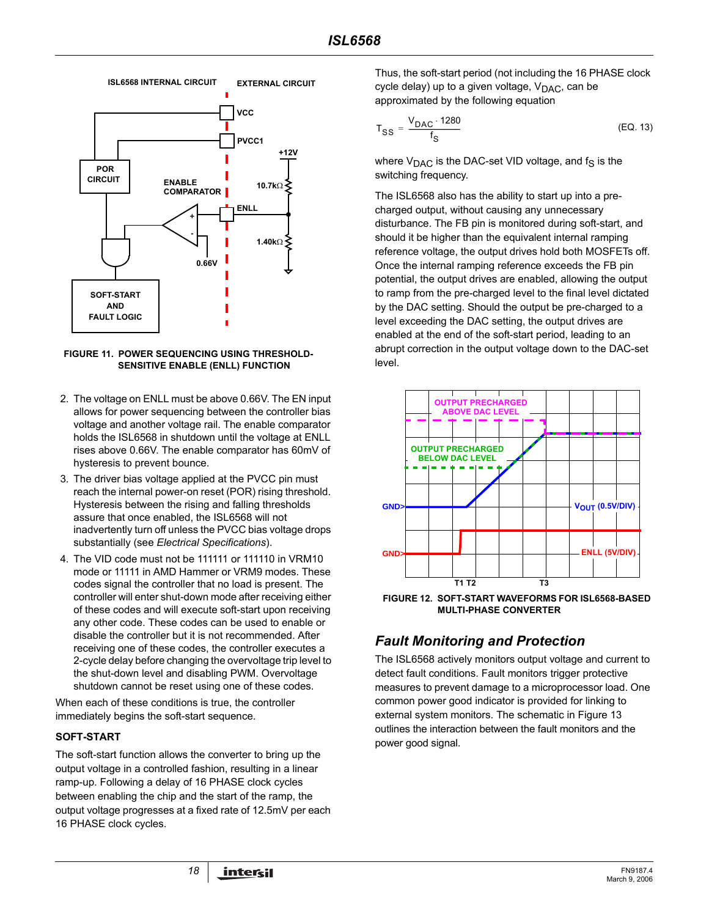FIGURE 11. POWER SEQUENCING USING THRESHOLD-SENSITIVE ENABLE (ENLL) FUNCTION

2. The voltage on ENLL must be above 0.66V. The EN input allows for power sequencing between the controller bias voltage and another voltage rail. The enable comparator holds the ISL6568 in shutdown until the voltage at ENLL rises above 0.66V. The enable comparator has 60mV of hysteresis to prevent bounce.
3. The driver bias voltage applied at the PVCC pin must reach the internal power-on reset (POR) rising threshold. Hysteresis between the rising and falling thresholds assure that once enabled, the ISL6568 will not inadvertently turn off unless the PVCC bias voltage drops substantially (see *Electrical Specifications*).
4. The VID code must not be 111111 or 111110 in VRM10 mode or 11111 in AMD Hammer or VRM9 modes. These codes signal the controller that no load is present. The controller will enter shut-down mode after receiving either of these codes and will execute soft-start upon receiving any other code. These codes can be used to enable or disable the controller but it is not recommended. After receiving one of these codes, the controller executes a 2-cycle delay before changing the overvoltage trip level to the shut-down level and disabling PWM. Overvoltage shutdown cannot be reset using one of these codes.

When each of these conditions is true, the controller immediately begins the soft-start sequence.

### SOFT-START

The soft-start function allows the converter to bring up the output voltage in a controlled fashion, resulting in a linear ramp-up. Following a delay of 16 PHASE clock cycles between enabling the chip and the start of the ramp, the output voltage progresses at a fixed rate of 12.5mV per each 16 PHASE clock cycles.

Thus, the soft-start period (not including the 16 PHASE clock cycle delay) up to a given voltage, $V_{DAC}$, can be approximated by the following equation

$$T_{SS} = \frac{V_{DAC} \cdot 1280}{f_S} \qquad \text{(EQ. 13)}$$

where $V_{DAC}$ is the DAC-set VID voltage, and $f_S$ is the switching frequency.

The ISL6568 also has the ability to start up into a pre-charged output, without causing any unnecessary disturbance. The FB pin is monitored during soft-start, and should it be higher than the equivalent internal ramping reference voltage, the output drives hold both MOSFETs off. Once the internal ramping reference exceeds the FB pin potential, the output drives are enabled, allowing the output to ramp from the pre-charged level to the final level dictated by the DAC setting. Should the output be pre-charged to a level exceeding the DAC setting, the output drives are enabled at the end of the soft-start period, leading to an abrupt correction in the output voltage down to the DAC-set level.

FIGURE 12. SOFT-START WAVEFORMS FOR ISL6568-BASED MULTI-PHASE CONVERTER

## Fault Monitoring and Protection

The ISL6568 actively monitors output voltage and current to detect fault conditions. Fault monitors trigger protective measures to prevent damage to a microprocessor load. One common power good indicator is provided for linking to external system monitors. The schematic in Figure 13 outlines the interaction between the fault monitors and the power good signal.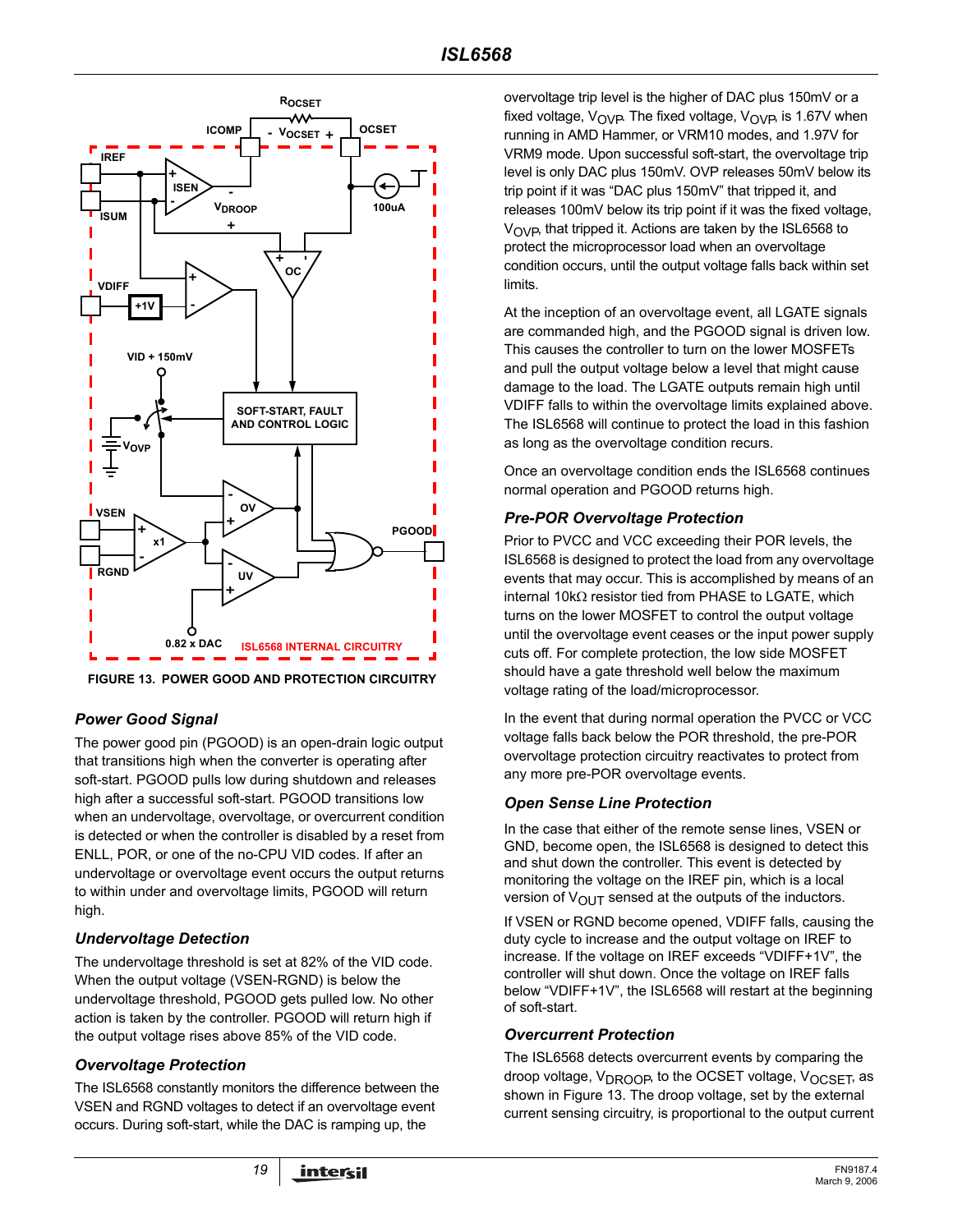FIGURE 13. POWER GOOD AND PROTECTION CIRCUITRY

### Power Good Signal

The power good pin (PGOOD) is an open-drain logic output that transitions high when the converter is operating after soft-start. PGOOD pulls low during shutdown and releases high after a successful soft-start. PGOOD transitions low when an undervoltage, overvoltage, or overcurrent condition is detected or when the controller is disabled by a reset from ENLL, POR, or one of the no-CPU VID codes. If after an undervoltage or overvoltage event occurs the output returns to within under and overvoltage limits, PGOOD will return high.

### Undervoltage Detection

The undervoltage threshold is set at 82% of the VID code. When the output voltage (VSEN-RGND) is below the undervoltage threshold, PGOOD gets pulled low. No other action is taken by the controller. PGOOD will return high if the output voltage rises above 85% of the VID code.

### Overvoltage Protection

The ISL6568 constantly monitors the difference between the VSEN and RGND voltages to detect if an overvoltage event occurs. During soft-start, while the DAC is ramping up, the overvoltage trip level is the higher of DAC plus 150mV or a fixed voltage, $V_{OVP}$. The fixed voltage, $V_{OVP}$, is 1.67V when running in AMD Hammer, or VRM10 modes, and 1.97V for VRM9 mode. Upon successful soft-start, the overvoltage trip level is only DAC plus 150mV. OVP releases 50mV below its trip point if it was "DAC plus 150mV" that tripped it, and releases 100mV below its trip point if it was the fixed voltage, $V_{OVP}$, that tripped it. Actions are taken by the ISL6568 to protect the microprocessor load when an overvoltage condition occurs, until the output voltage falls back within set limits.

At the inception of an overvoltage event, all LGATE signals are commanded high, and the PGOOD signal is driven low. This causes the controller to turn on the lower MOSFETs and pull the output voltage below a level that might cause damage to the load. The LGATE outputs remain high until VDIFF falls to within the overvoltage limits explained above. The ISL6568 will continue to protect the load in this fashion as long as the overvoltage condition recurs.

Once an overvoltage condition ends the ISL6568 continues normal operation and PGOOD returns high.

### Pre-POR Overvoltage Protection

Prior to PVCC and VCC exceeding their POR levels, the ISL6568 is designed to protect the load from any overvoltage events that may occur. This is accomplished by means of an internal 10kΩ resistor tied from PHASE to LGATE, which turns on the lower MOSFET to control the output voltage until the overvoltage event ceases or the input power supply cuts off. For complete protection, the low side MOSFET should have a gate threshold well below the maximum voltage rating of the load/microprocessor.

In the event that during normal operation the PVCC or VCC voltage falls back below the POR threshold, the pre-POR overvoltage protection circuitry reactivates to protect from any more pre-POR overvoltage events.

### Open Sense Line Protection

In the case that either of the remote sense lines, VSEN or GND, become open, the ISL6568 is designed to detect this and shut down the controller. This event is detected by monitoring the voltage on the IREF pin, which is a local version of $V_{OUT}$ sensed at the outputs of the inductors.

If VSEN or RGND become opened, VDIFF falls, causing the duty cycle to increase and the output voltage on IREF to increase. If the voltage on IREF exceeds "VDIFF+1V", the controller will shut down. Once the voltage on IREF falls below "VDIFF+1V", the ISL6568 will restart at the beginning of soft-start.

### Overcurrent Protection

The ISL6568 detects overcurrent events by comparing the droop voltage, $V_{DROOP}$, to the OCSET voltage, $V_{OCSET}$, as shown in Figure 13. The droop voltage, set by the external current sensing circuitry, is proportional to the output current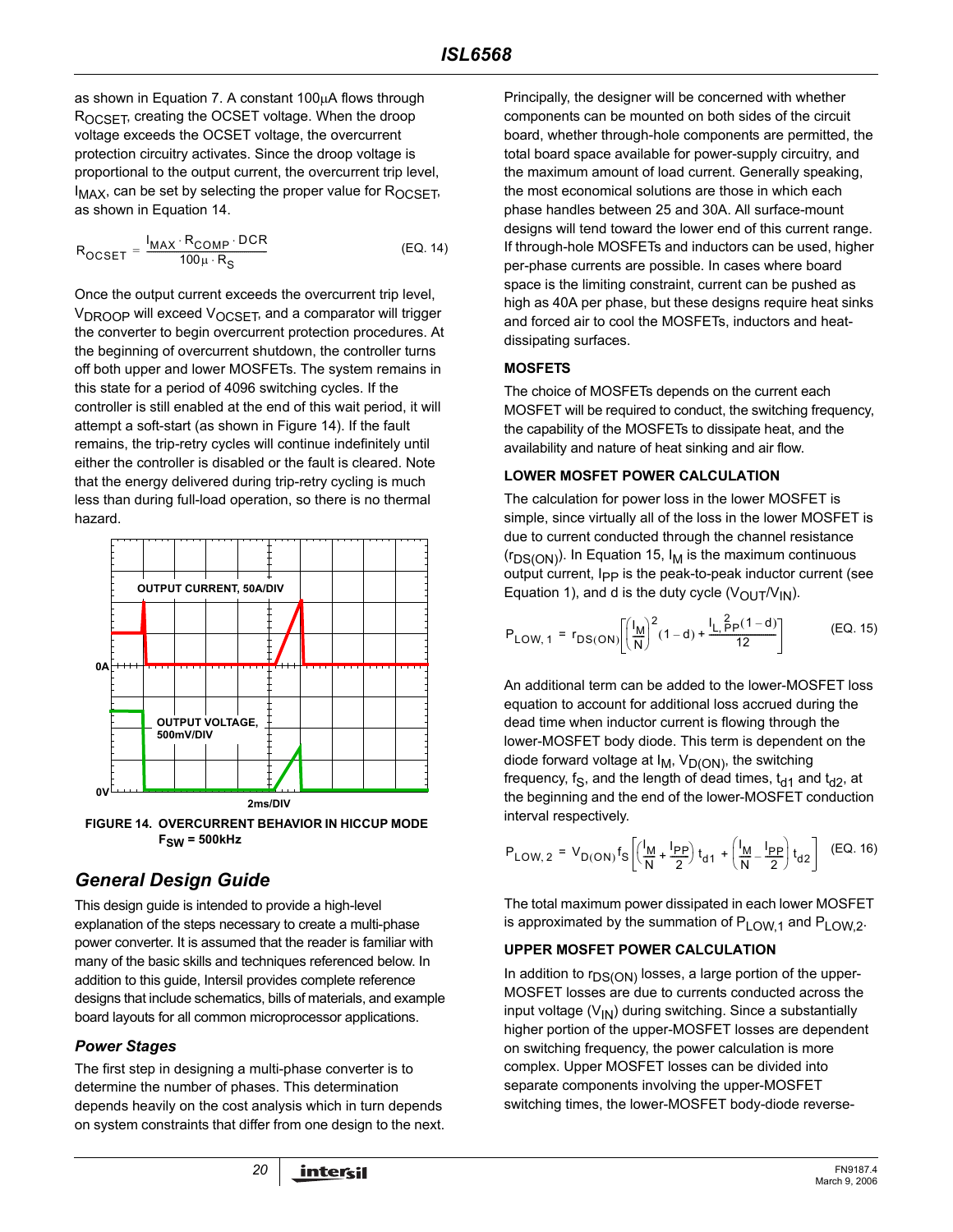as shown in Equation 7. A constant 100μA flows through $R_{OCSET}$, creating the OCSET voltage. When the droop voltage exceeds the OCSET voltage, the overcurrent protection circuitry activates. Since the droop voltage is proportional to the output current, the overcurrent trip level, $I_{MAX}$, can be set by selecting the proper value for $R_{OCSET}$, as shown in Equation 14.

$$R_{OCSET} = \frac{I_{MAX} \cdot R_{COMP} \cdot DCR}{100\mu \cdot R_S} \quad \text{(EQ. 14)}$$

Once the output current exceeds the overcurrent trip level, $V_{DROOP}$ will exceed $V_{OCSET}$, and a comparator will trigger the converter to begin overcurrent protection procedures. At the beginning of overcurrent shutdown, the controller turns off both upper and lower MOSFETs. The system remains in this state for a period of 4096 switching cycles. If the controller is still enabled at the end of this wait period, it will attempt a soft-start (as shown in Figure 14). If the fault remains, the trip-retry cycles will continue indefinitely until either the controller is disabled or the fault is cleared. Note that the energy delivered during trip-retry cycling is much less than during full-load operation, so there is no thermal hazard.

FIGURE 14. OVERCURRENT BEHAVIOR IN HICCUP MODE $F_{SW}$ = 500kHz

## General Design Guide

This design guide is intended to provide a high-level explanation of the steps necessary to create a multi-phase power converter. It is assumed that the reader is familiar with many of the basic skills and techniques referenced below. In addition to this guide, Intersil provides complete reference designs that include schematics, bills of materials, and example board layouts for all common microprocessor applications.

### Power Stages

The first step in designing a multi-phase converter is to determine the number of phases. This determination depends heavily on the cost analysis which in turn depends on system constraints that differ from one design to the next. Principally, the designer will be concerned with whether components can be mounted on both sides of the circuit board, whether through-hole components are permitted, the total board space available for power-supply circuitry, and the maximum amount of load current. Generally speaking, the most economical solutions are those in which each phase handles between 25 and 30A. All surface-mount designs will tend toward the lower end of this current range. If through-hole MOSFETs and inductors can be used, higher per-phase currents are possible. In cases where board space is the limiting constraint, current can be pushed as high as 40A per phase, but these designs require heat sinks and forced air to cool the MOSFETs, inductors and heat-dissipating surfaces.

#### MOSFETS

The choice of MOSFETs depends on the current each MOSFET will be required to conduct, the switching frequency, the capability of the MOSFETs to dissipate heat, and the availability and nature of heat sinking and air flow.

#### LOWER MOSFET POWER CALCULATION

The calculation for power loss in the lower MOSFET is simple, since virtually all of the loss in the lower MOSFET is due to current conducted through the channel resistance ($r_{DS(ON)}$). In Equation 15, $I_M$ is the maximum continuous output current, $I_{PP}$ is the peak-to-peak inductor current (see Equation 1), and d is the duty cycle ($V_{OUT}/V_{IN}$).

$$P_{LOW,1} = r_{DS(ON)}\left[\left(\frac{I_M}{N}\right)^2(1-d) + \frac{I_{L,PP}^2(1-d)}{12}\right] \quad \text{(EQ. 15)}$$

An additional term can be added to the lower-MOSFET loss equation to account for additional loss accrued during the dead time when inductor current is flowing through the lower-MOSFET body diode. This term is dependent on the diode forward voltage at $I_M$, $V_{D(ON)}$, the switching frequency, $f_S$, and the length of dead times, $t_{d1}$ and $t_{d2}$, at the beginning and the end of the lower-MOSFET conduction interval respectively.

$$P_{LOW,2} = V_{D(ON)} f_S\left[\left(\frac{I_M}{N} + \frac{I_{PP}}{2}\right)t_{d1} + \left(\frac{I_M}{N} - \frac{I_{PP}}{2}\right)t_{d2}\right] \quad \text{(EQ. 16)}$$

The total maximum power dissipated in each lower MOSFET is approximated by the summation of $P_{LOW,1}$ and $P_{LOW,2}$.

#### UPPER MOSFET POWER CALCULATION

In addition to $r_{DS(ON)}$ losses, a large portion of the upper-MOSFET losses are due to currents conducted across the input voltage ($V_{IN}$) during switching. Since a substantially higher portion of the upper-MOSFET losses are dependent on switching frequency, the power calculation is more complex. Upper MOSFET losses can be divided into separate components involving the upper-MOSFET switching times, the lower-MOSFET body-diode reverse-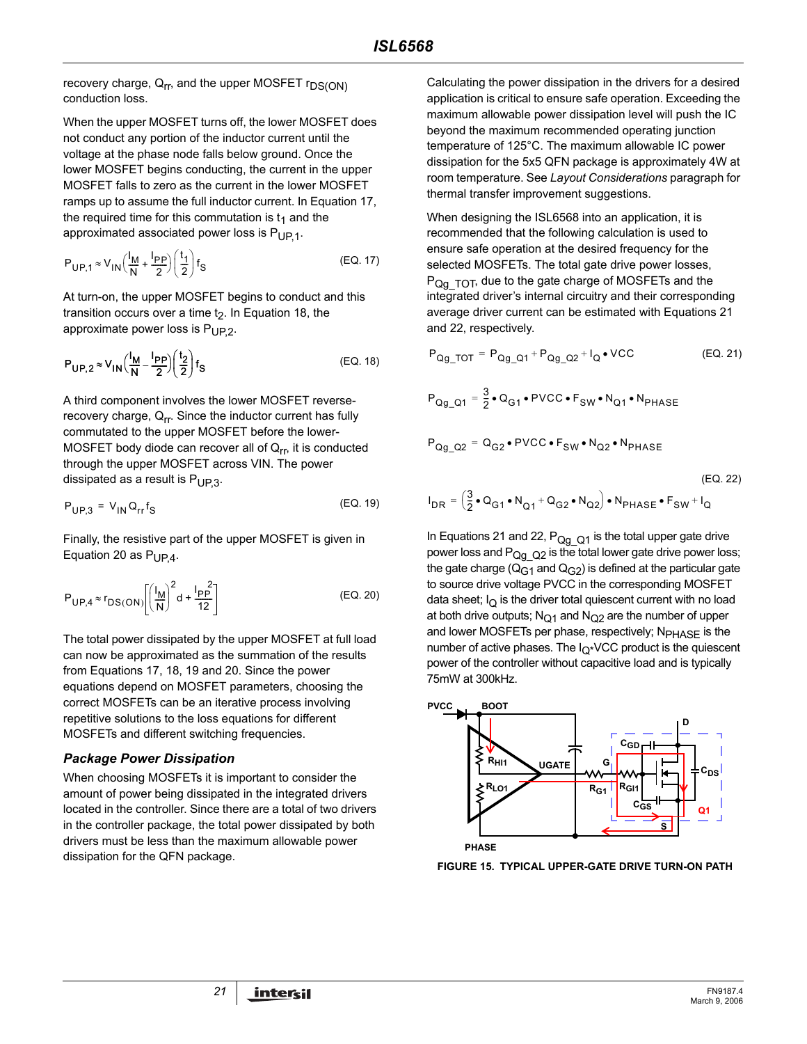recovery charge, $Q_{rr}$, and the upper MOSFET $r_{DS(ON)}$ conduction loss.

When the upper MOSFET turns off, the lower MOSFET does not conduct any portion of the inductor current until the voltage at the phase node falls below ground. Once the lower MOSFET begins conducting, the current in the upper MOSFET falls to zero as the current in the lower MOSFET ramps up to assume the full inductor current. In Equation 17, the required time for this commutation is $t_1$ and the approximated associated power loss is $P_{UP,1}$.

$$P_{UP,1} \approx V_{IN}\left(\frac{I_M}{N} + \frac{I_{PP}}{2}\right)\left(\frac{t_1}{2}\right)f_S \quad \text{(EQ. 17)}$$

At turn-on, the upper MOSFET begins to conduct and this transition occurs over a time $t_2$. In Equation 18, the approximate power loss is $P_{UP,2}$.

$$P_{UP,2} \approx V_{IN}\left(\frac{I_M}{N} - \frac{I_{PP}}{2}\right)\left(\frac{t_2}{2}\right)f_S \quad \text{(EQ. 18)}$$

A third component involves the lower MOSFET reverse-recovery charge, $Q_{rr}$. Since the inductor current has fully commutated to the upper MOSFET before the lower-MOSFET body diode can recover all of $Q_{rr}$, it is conducted through the upper MOSFET across VIN. The power dissipated as a result is $P_{UP,3}$.

$$P_{UP,3} = V_{IN} Q_{rr} f_S \quad \text{(EQ. 19)}$$

Finally, the resistive part of the upper MOSFET is given in Equation 20 as $P_{UP,4}$.

$$P_{UP,4} \approx r_{DS(ON)}\left[\left(\frac{I_M}{N}\right)^2 d + \frac{I_{PP}^2}{12}\right] \quad \text{(EQ. 20)}$$

The total power dissipated by the upper MOSFET at full load can now be approximated as the summation of the results from Equations 17, 18, 19 and 20. Since the power equations depend on MOSFET parameters, choosing the correct MOSFETs can be an iterative process involving repetitive solutions to the loss equations for different MOSFETs and different switching frequencies.

### *Package Power Dissipation*

When choosing MOSFETs it is important to consider the amount of power being dissipated in the integrated drivers located in the controller. Since there are a total of two drivers in the controller package, the total power dissipated by both drivers must be less than the maximum allowable power dissipation for the QFN package.

Calculating the power dissipation in the drivers for a desired application is critical to ensure safe operation. Exceeding the maximum allowable power dissipation level will push the IC beyond the maximum recommended operating junction temperature of 125°C. The maximum allowable IC power dissipation for the 5x5 QFN package is approximately 4W at room temperature. See *Layout Considerations* paragraph for thermal transfer improvement suggestions.

When designing the ISL6568 into an application, it is recommended that the following calculation is used to ensure safe operation at the desired frequency for the selected MOSFETs. The total gate drive power losses, $P_{Qg\_TOT}$, due to the gate charge of MOSFETs and the integrated driver's internal circuitry and their corresponding average driver current can be estimated with Equations 21 and 22, respectively.

$$P_{Qg\_TOT} = P_{Qg\_Q1} + P_{Qg\_Q2} + I_Q \bullet VCC \quad \text{(EQ. 21)}$$

$$P_{Qg\_Q1} = \frac{3}{2} \bullet Q_{G1} \bullet PVCC \bullet F_{SW} \bullet N_{Q1} \bullet N_{PHASE}$$

$$P_{Qg\_Q2} = Q_{G2} \bullet PVCC \bullet F_{SW} \bullet N_{Q2} \bullet N_{PHASE}$$

$$I_{DR} = \left(\frac{3}{2} \bullet Q_{G1} \bullet N_{Q1} + Q_{G2} \bullet N_{Q2}\right) \bullet N_{PHASE} \bullet F_{SW} + I_Q \quad \text{(EQ. 22)}$$

In Equations 21 and 22, $P_{Qg\_Q1}$ is the total upper gate drive power loss and $P_{Qg\_Q2}$ is the total lower gate drive power loss; the gate charge ($Q_{G1}$ and $Q_{G2}$) is defined at the particular gate to source drive voltage PVCC in the corresponding MOSFET data sheet; $I_Q$ is the driver total quiescent current with no load at both drive outputs; $N_{Q1}$ and $N_{Q2}$ are the number of upper and lower MOSFETs per phase, respectively; $N_{PHASE}$ is the number of active phases. The $I_Q$*VCC product is the quiescent power of the controller without capacitive load and is typically 75mW at 300kHz.

FIGURE 15. TYPICAL UPPER-GATE DRIVE TURN-ON PATH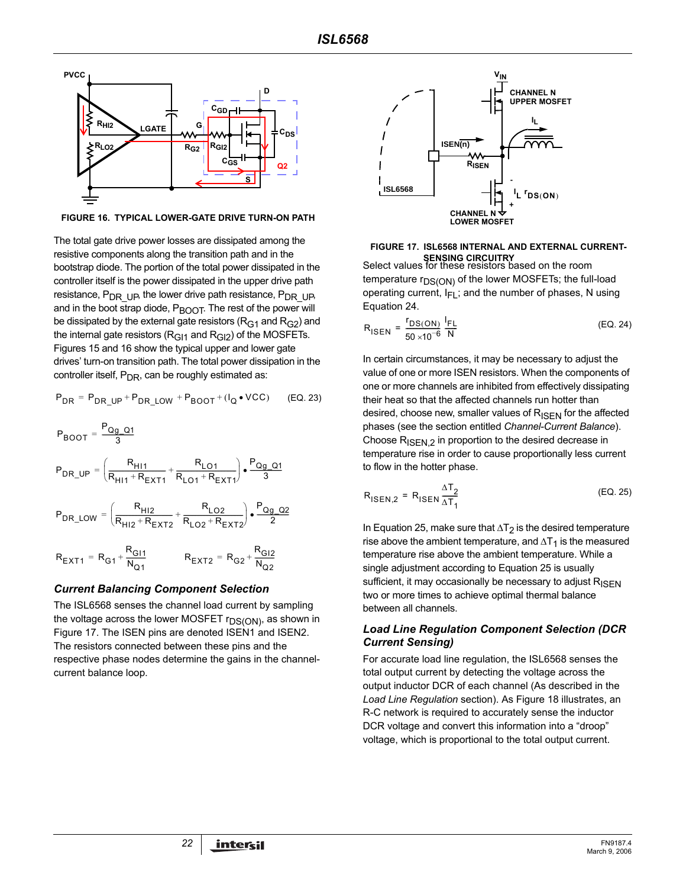FIGURE 16. TYPICAL LOWER-GATE DRIVE TURN-ON PATH

The total gate drive power losses are dissipated among the resistive components along the transition path and in the bootstrap diode. The portion of the total power dissipated in the controller itself is the power dissipated in the upper drive path resistance, $P_{DR\_UP}$, the lower drive path resistance, $P_{DR\_UP}$, and in the boot strap diode, $P_{BOOT}$. The rest of the power will be dissipated by the external gate resistors ($R_{G1}$ and $R_{G2}$) and the internal gate resistors ($R_{GI1}$ and $R_{GI2}$) of the MOSFETs. Figures 15 and 16 show the typical upper and lower gate drives' turn-on transition path. The total power dissipation in the controller itself, $P_{DR}$, can be roughly estimated as:

$$P_{DR} = P_{DR\_UP} + P_{DR\_LOW} + P_{BOOT} + (I_Q \bullet VCC) \quad \text{(EQ. 23)}$$

$$P_{BOOT} = \frac{P_{Qg\_Q1}}{3}$$

$$P_{DR\_UP} = \left(\frac{R_{HI1}}{R_{HI1} + R_{EXT1}} + \frac{R_{LO1}}{R_{LO1} + R_{EXT1}}\right) \bullet \frac{P_{Qg\_Q1}}{3}$$

$$P_{DR\_LOW} = \left(\frac{R_{HI2}}{R_{HI2} + R_{EXT2}} + \frac{R_{LO2}}{R_{LO2} + R_{EXT2}}\right) \bullet \frac{P_{Qg\_Q2}}{2}$$

$$R_{EXT1} = R_{G1} + \frac{R_{GI1}}{N_{Q1}} \qquad R_{EXT2} = R_{G2} + \frac{R_{GI2}}{N_{Q2}}$$

### *Current Balancing Component Selection*

The ISL6568 senses the channel load current by sampling the voltage across the lower MOSFET $r_{DS(ON)}$, as shown in Figure 17. The ISEN pins are denoted ISEN1 and ISEN2. The resistors connected between these pins and the respective phase nodes determine the gains in the channel-current balance loop.

FIGURE 17. ISL6568 INTERNAL AND EXTERNAL CURRENT-SENSING CIRCUITRY

Select values for these resistors based on the room temperature $r_{DS(ON)}$ of the lower MOSFETs; the full-load operating current, $I_{FL}$; and the number of phases, N using Equation 24.

$$R_{ISEN} = \frac{r_{DS(ON)}}{50 \times 10^{-6}} \frac{I_{FL}}{N} \quad \text{(EQ. 24)}$$

In certain circumstances, it may be necessary to adjust the value of one or more ISEN resistors. When the components of one or more channels are inhibited from effectively dissipating their heat so that the affected channels run hotter than desired, choose new, smaller values of $R_{ISEN}$ for the affected phases (see the section entitled *Channel-Current Balance*). Choose $R_{ISEN,2}$ in proportion to the desired decrease in temperature rise in order to cause proportionally less current to flow in the hotter phase.

$$R_{ISEN,2} = R_{ISEN} \frac{\Delta T_2}{\Delta T_1} \quad \text{(EQ. 25)}$$

In Equation 25, make sure that $\Delta T_2$ is the desired temperature rise above the ambient temperature, and $\Delta T_1$ is the measured temperature rise above the ambient temperature. While a single adjustment according to Equation 25 is usually sufficient, it may occasionally be necessary to adjust $R_{ISEN}$ two or more times to achieve optimal thermal balance between all channels.

### *Load Line Regulation Component Selection (DCR Current Sensing)*

For accurate load line regulation, the ISL6568 senses the total output current by detecting the voltage across the output inductor DCR of each channel (As described in the *Load Line Regulation* section). As Figure 18 illustrates, an R-C network is required to accurately sense the inductor DCR voltage and convert this information into a "droop" voltage, which is proportional to the total output current.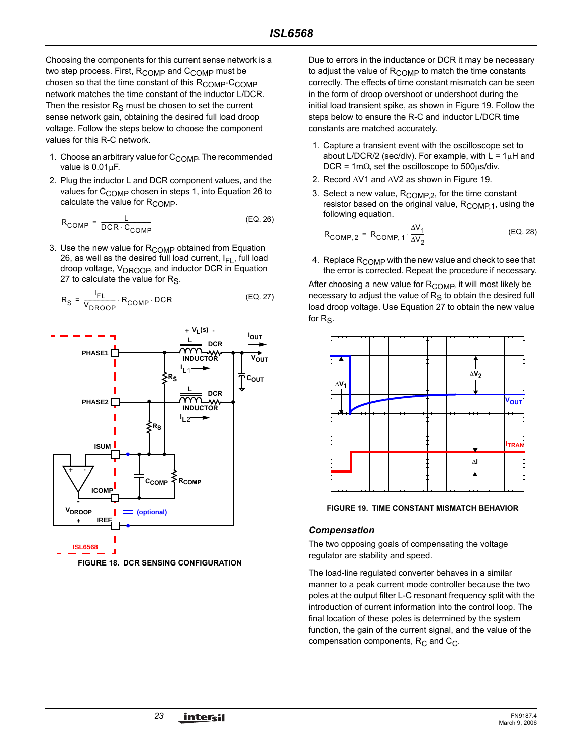Choosing the components for this current sense network is a two step process. First, $R_{COMP}$ and $C_{COMP}$ must be chosen so that the time constant of this $R_{COMP}$-$C_{COMP}$ network matches the time constant of the inductor L/DCR. Then the resistor $R_S$ must be chosen to set the current sense network gain, obtaining the desired full load droop voltage. Follow the steps below to choose the component values for this R-C network.

1. Choose an arbitrary value for $C_{COMP}$. The recommended value is 0.01µF.
2. Plug the inductor L and DCR component values, and the values for $C_{COMP}$ chosen in steps 1, into Equation 26 to calculate the value for $R_{COMP}$.

$$R_{COMP} = \frac{L}{DCR \cdot C_{COMP}} \qquad \text{(EQ. 26)}$$

3. Use the new value for $R_{COMP}$ obtained from Equation 26, as well as the desired full load current, $I_{FL}$, full load droop voltage, $V_{DROOP}$, and inductor DCR in Equation 27 to calculate the value for $R_S$.

$$R_S = \frac{I_{FL}}{V_{DROOP}} \cdot R_{COMP} \cdot DCR \qquad \text{(EQ. 27)}$$

FIGURE 18. DCR SENSING CONFIGURATION

Due to errors in the inductance or DCR it may be necessary to adjust the value of $R_{COMP}$ to match the time constants correctly. The effects of time constant mismatch can be seen in the form of droop overshoot or undershoot during the initial load transient spike, as shown in Figure 19. Follow the steps below to ensure the R-C and inductor L/DCR time constants are matched accurately.

1. Capture a transient event with the oscilloscope set to about L/DCR/2 (sec/div). For example, with L = 1µH and DCR = 1mΩ, set the oscilloscope to 500µs/div.
2. Record ΔV1 and ΔV2 as shown in Figure 19.
3. Select a new value, $R_{COMP,2}$, for the time constant resistor based on the original value, $R_{COMP,1}$, using the following equation.

$$R_{COMP,2} = R_{COMP,1} \cdot \frac{\Delta V_1}{\Delta V_2} \qquad \text{(EQ. 28)}$$

4. Replace $R_{COMP}$ with the new value and check to see that the error is corrected. Repeat the procedure if necessary.

After choosing a new value for $R_{COMP}$, it will most likely be necessary to adjust the value of $R_S$ to obtain the desired full load droop voltage. Use Equation 27 to obtain the new value for $R_S$.

FIGURE 19. TIME CONSTANT MISMATCH BEHAVIOR

### Compensation

The two opposing goals of compensating the voltage regulator are stability and speed.

The load-line regulated converter behaves in a similar manner to a peak current mode controller because the two poles at the output filter L-C resonant frequency split with the introduction of current information into the control loop. The final location of these poles is determined by the system function, the gain of the current signal, and the value of the compensation components, $R_C$ and $C_C$.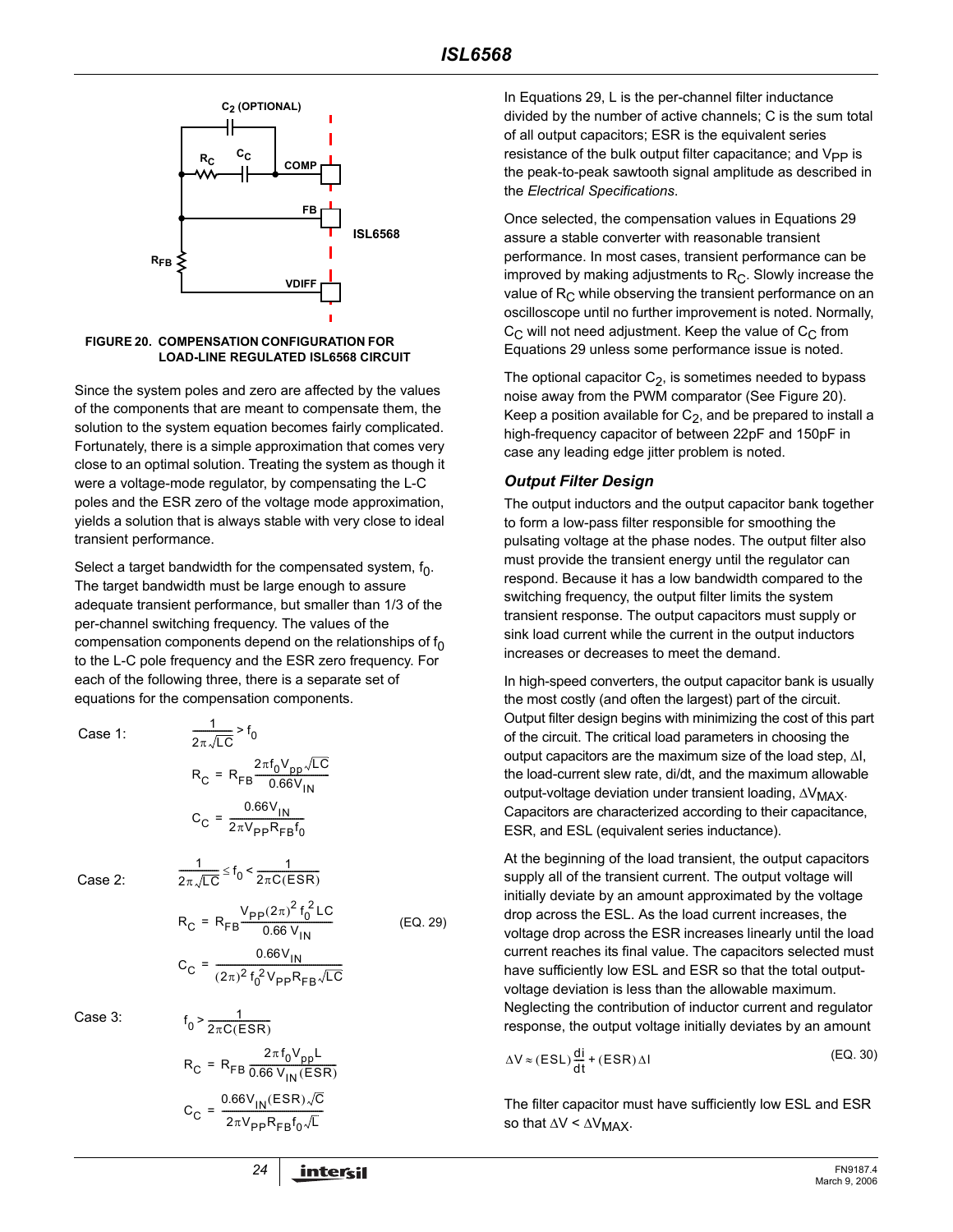FIGURE 20. COMPENSATION CONFIGURATION FOR LOAD-LINE REGULATED ISL6568 CIRCUIT

Since the system poles and zero are affected by the values of the components that are meant to compensate them, the solution to the system equation becomes fairly complicated. Fortunately, there is a simple approximation that comes very close to an optimal solution. Treating the system as though it were a voltage-mode regulator, by compensating the L-C poles and the ESR zero of the voltage mode approximation, yields a solution that is always stable with very close to ideal transient performance.

Select a target bandwidth for the compensated system, $f_0$. The target bandwidth must be large enough to assure adequate transient performance, but smaller than 1/3 of the per-channel switching frequency. The values of the compensation components depend on the relationships of $f_0$ to the L-C pole frequency and the ESR zero frequency. For each of the following three, there is a separate set of equations for the compensation components.

Case 1:

$$\frac{1}{2\pi\sqrt{LC}} > f_0$$

$$R_C = R_{FB}\frac{2\pi f_0 V_{pp}\sqrt{LC}}{0.66V_{IN}}$$

$$C_C = \frac{0.66V_{IN}}{2\pi V_{PP} R_{FB} f_0}$$

Case 2:

$$\frac{1}{2\pi\sqrt{LC}} \leq f_0 < \frac{1}{2\pi C(ESR)}$$

$$R_C = R_{FB}\frac{V_{PP}(2\pi)^2 f_0^2 LC}{0.66\,V_{IN}} \tag{EQ. 29}$$

$$C_C = \frac{0.66V_{IN}}{(2\pi)^2 f_0^2 V_{PP} R_{FB}\sqrt{LC}}$$

Case 3:

$$f_0 > \frac{1}{2\pi C(ESR)}$$

$$R_C = R_{FB}\frac{2\pi f_0 V_{pp} L}{0.66\,V_{IN}(ESR)}$$

$$C_C = \frac{0.66V_{IN}(ESR)\sqrt{C}}{2\pi V_{PP} R_{FB} f_0\sqrt{L}}$$

In Equations 29, L is the per-channel filter inductance divided by the number of active channels; C is the sum total of all output capacitors; ESR is the equivalent series resistance of the bulk output filter capacitance; and $V_{PP}$ is the peak-to-peak sawtooth signal amplitude as described in the *Electrical Specifications*.

Once selected, the compensation values in Equations 29 assure a stable converter with reasonable transient performance. In most cases, transient performance can be improved by making adjustments to $R_C$. Slowly increase the value of $R_C$ while observing the transient performance on an oscilloscope until no further improvement is noted. Normally, $C_C$ will not need adjustment. Keep the value of $C_C$ from Equations 29 unless some performance issue is noted.

The optional capacitor $C_2$, is sometimes needed to bypass noise away from the PWM comparator (See Figure 20). Keep a position available for $C_2$, and be prepared to install a high-frequency capacitor of between 22pF and 150pF in case any leading edge jitter problem is noted.

### *Output Filter Design*

The output inductors and the output capacitor bank together to form a low-pass filter responsible for smoothing the pulsating voltage at the phase nodes. The output filter also must provide the transient energy until the regulator can respond. Because it has a low bandwidth compared to the switching frequency, the output filter limits the system transient response. The output capacitors must supply or sink load current while the current in the output inductors increases or decreases to meet the demand.

In high-speed converters, the output capacitor bank is usually the most costly (and often the largest) part of the circuit. Output filter design begins with minimizing the cost of this part of the circuit. The critical load parameters in choosing the output capacitors are the maximum size of the load step, $\Delta I$, the load-current slew rate, di/dt, and the maximum allowable output-voltage deviation under transient loading, $\Delta V_{MAX}$. Capacitors are characterized according to their capacitance, ESR, and ESL (equivalent series inductance).

At the beginning of the load transient, the output capacitors supply all of the transient current. The output voltage will initially deviate by an amount approximated by the voltage drop across the ESL. As the load current increases, the voltage drop across the ESR increases linearly until the load current reaches its final value. The capacitors selected must have sufficiently low ESL and ESR so that the total output-voltage deviation is less than the allowable maximum. Neglecting the contribution of inductor current and regulator response, the output voltage initially deviates by an amount

$$\Delta V \approx (ESL)\frac{di}{dt} + (ESR)\Delta I \tag{EQ. 30}$$

The filter capacitor must have sufficiently low ESL and ESR so that $\Delta V < \Delta V_{MAX}$.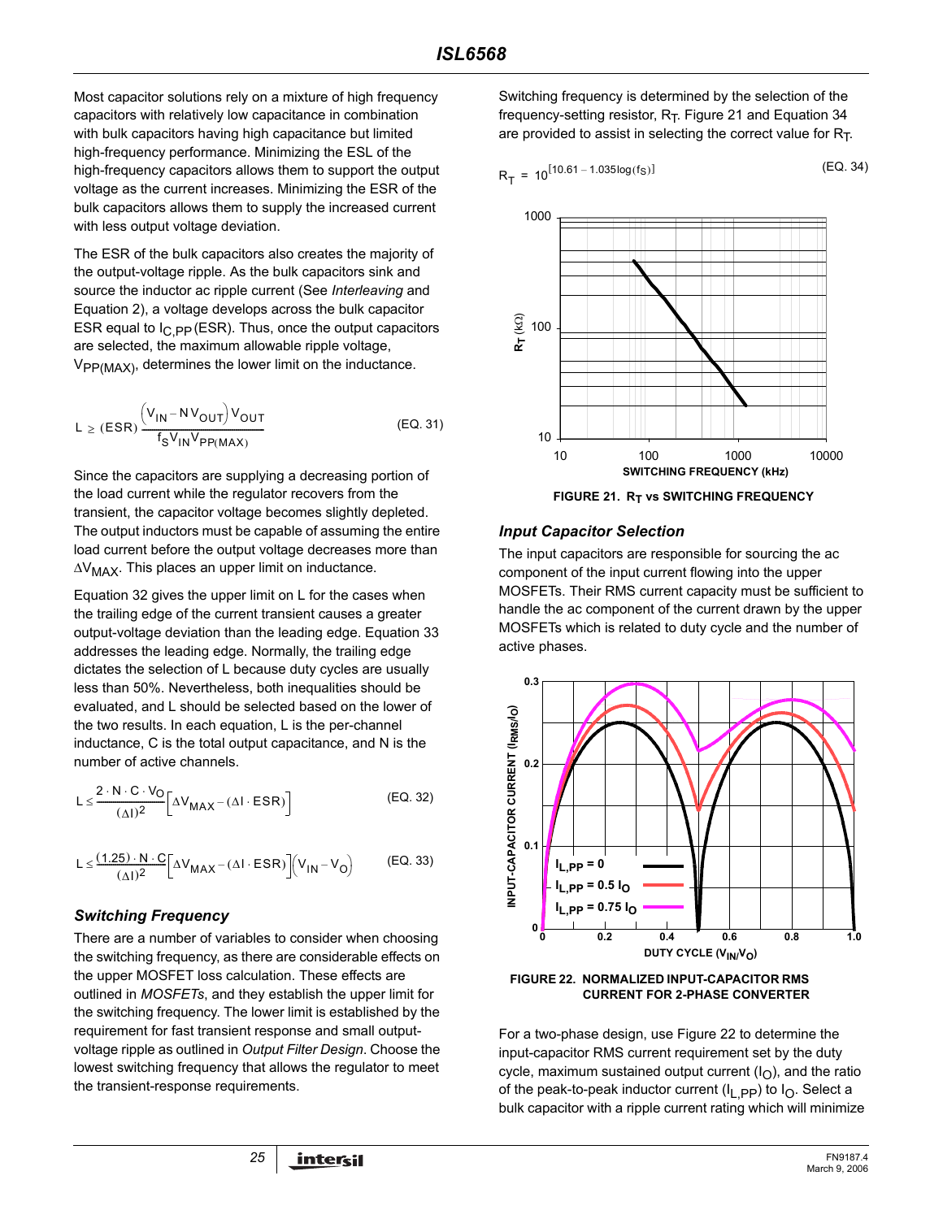Most capacitor solutions rely on a mixture of high frequency capacitors with relatively low capacitance in combination with bulk capacitors having high capacitance but limited high-frequency performance. Minimizing the ESL of the high-frequency capacitors allows them to support the output voltage as the current increases. Minimizing the ESR of the bulk capacitors allows them to supply the increased current with less output voltage deviation.

The ESR of the bulk capacitors also creates the majority of the output-voltage ripple. As the bulk capacitors sink and source the inductor ac ripple current (See *Interleaving* and Equation 2), a voltage develops across the bulk capacitor ESR equal to $I_{C,PP}$ (ESR). Thus, once the output capacitors are selected, the maximum allowable ripple voltage, $V_{PP(MAX)}$, determines the lower limit on the inductance.

$$L \geq (ESR)\frac{\left(V_{IN} - N V_{OUT}\right) V_{OUT}}{f_S V_{IN} V_{PP(MAX)}} \quad \text{(EQ. 31)}$$

Since the capacitors are supplying a decreasing portion of the load current while the regulator recovers from the transient, the capacitor voltage becomes slightly depleted. The output inductors must be capable of assuming the entire load current before the output voltage decreases more than $\Delta V_{MAX}$. This places an upper limit on inductance.

Equation 32 gives the upper limit on L for the cases when the trailing edge of the current transient causes a greater output-voltage deviation than the leading edge. Equation 33 addresses the leading edge. Normally, the trailing edge dictates the selection of L because duty cycles are usually less than 50%. Nevertheless, both inequalities should be evaluated, and L should be selected based on the lower of the two results. In each equation, L is the per-channel inductance, C is the total output capacitance, and N is the number of active channels.

$$L \leq \frac{2 \cdot N \cdot C \cdot V_O}{(\Delta I)^2}\left[\Delta V_{MAX} - (\Delta I \cdot ESR)\right] \quad \text{(EQ. 32)}$$

$$L \leq \frac{(1.25) \cdot N \cdot C}{(\Delta I)^2}\left[\Delta V_{MAX} - (\Delta I \cdot ESR)\right]\left(V_{IN} - V_O\right) \quad \text{(EQ. 33)}$$

### *Switching Frequency*

There are a number of variables to consider when choosing the switching frequency, as there are considerable effects on the upper MOSFET loss calculation. These effects are outlined in *MOSFETs*, and they establish the upper limit for the switching frequency. The lower limit is established by the requirement for fast transient response and small output-voltage ripple as outlined in *Output Filter Design*. Choose the lowest switching frequency that allows the regulator to meet the transient-response requirements.

Switching frequency is determined by the selection of the frequency-setting resistor, $R_T$. Figure 21 and Equation 34 are provided to assist in selecting the correct value for $R_T$.

$$R_T = 10^{[10.61 - 1.035\log(f_S)]} \quad \text{(EQ. 34)}$$

**FIGURE 21. $R_T$ vs SWITCHING FREQUENCY**

### *Input Capacitor Selection*

The input capacitors are responsible for sourcing the ac component of the input current flowing into the upper MOSFETs. Their RMS current capacity must be sufficient to handle the ac component of the current drawn by the upper MOSFETs which is related to duty cycle and the number of active phases.

**FIGURE 22. NORMALIZED INPUT-CAPACITOR RMS CURRENT FOR 2-PHASE CONVERTER**

For a two-phase design, use Figure 22 to determine the input-capacitor RMS current requirement set by the duty cycle, maximum sustained output current ($I_O$), and the ratio of the peak-to-peak inductor current ($I_{L,PP}$) to $I_O$. Select a bulk capacitor with a ripple current rating which will minimize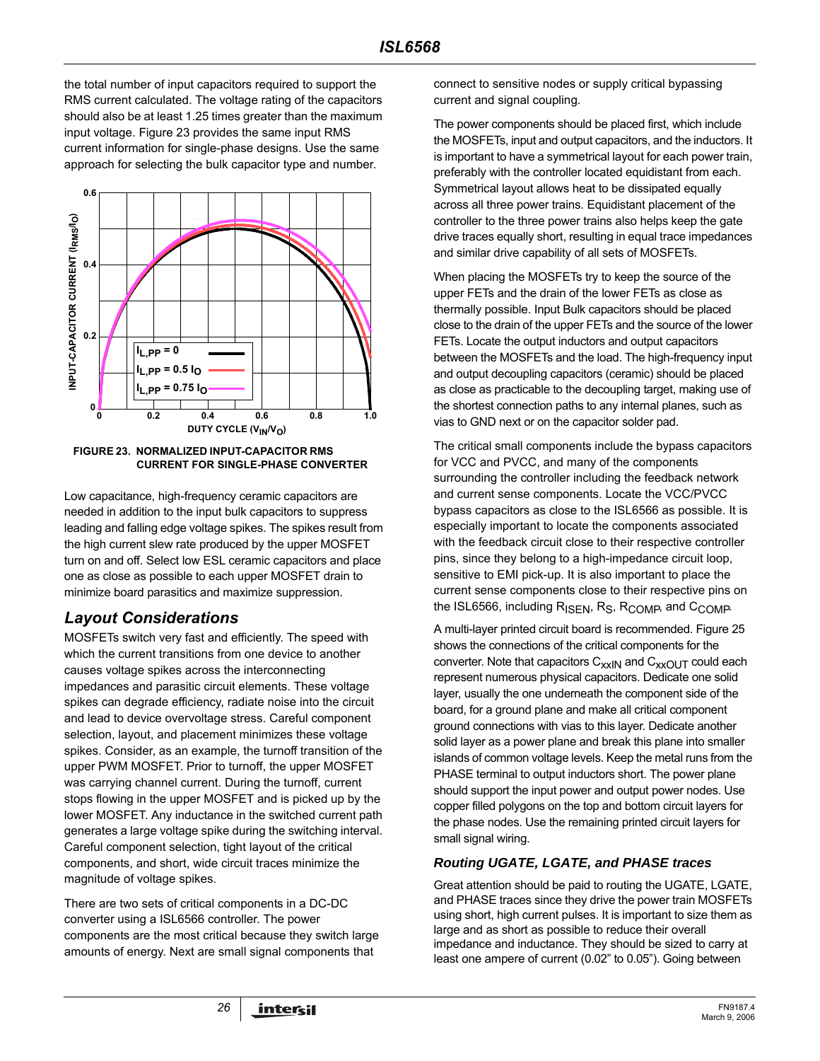the total number of input capacitors required to support the RMS current calculated. The voltage rating of the capacitors should also be at least 1.25 times greater than the maximum input voltage. Figure 23 provides the same input RMS current information for single-phase designs. Use the same approach for selecting the bulk capacitor type and number.

FIGURE 23. NORMALIZED INPUT-CAPACITOR RMS CURRENT FOR SINGLE-PHASE CONVERTER

Low capacitance, high-frequency ceramic capacitors are needed in addition to the input bulk capacitors to suppress leading and falling edge voltage spikes. The spikes result from the high current slew rate produced by the upper MOSFET turn on and off. Select low ESL ceramic capacitors and place one as close as possible to each upper MOSFET drain to minimize board parasitics and maximize suppression.

## Layout Considerations

MOSFETs switch very fast and efficiently. The speed with which the current transitions from one device to another causes voltage spikes across the interconnecting impedances and parasitic circuit elements. These voltage spikes can degrade efficiency, radiate noise into the circuit and lead to device overvoltage stress. Careful component selection, layout, and placement minimizes these voltage spikes. Consider, as an example, the turnoff transition of the upper PWM MOSFET. Prior to turnoff, the upper MOSFET was carrying channel current. During the turnoff, current stops flowing in the upper MOSFET and is picked up by the lower MOSFET. Any inductance in the switched current path generates a large voltage spike during the switching interval. Careful component selection, tight layout of the critical components, and short, wide circuit traces minimize the magnitude of voltage spikes.

There are two sets of critical components in a DC-DC converter using a ISL6566 controller. The power components are the most critical because they switch large amounts of energy. Next are small signal components that connect to sensitive nodes or supply critical bypassing current and signal coupling.

The power components should be placed first, which include the MOSFETs, input and output capacitors, and the inductors. It is important to have a symmetrical layout for each power train, preferably with the controller located equidistant from each. Symmetrical layout allows heat to be dissipated equally across all three power trains. Equidistant placement of the controller to the three power trains also helps keep the gate drive traces equally short, resulting in equal trace impedances and similar drive capability of all sets of MOSFETs.

When placing the MOSFETs try to keep the source of the upper FETs and the drain of the lower FETs as close as thermally possible. Input Bulk capacitors should be placed close to the drain of the upper FETs and the source of the lower FETs. Locate the output inductors and output capacitors between the MOSFETs and the load. The high-frequency input and output decoupling capacitors (ceramic) should be placed as close as practicable to the decoupling target, making use of the shortest connection paths to any internal planes, such as vias to GND next or on the capacitor solder pad.

The critical small components include the bypass capacitors for VCC and PVCC, and many of the components surrounding the controller including the feedback network and current sense components. Locate the VCC/PVCC bypass capacitors as close to the ISL6566 as possible. It is especially important to locate the components associated with the feedback circuit close to their respective controller pins, since they belong to a high-impedance circuit loop, sensitive to EMI pick-up. It is also important to place the current sense components close to their respective pins on the ISL6566, including $R_{ISEN}$, $R_S$, $R_{COMP}$, and $C_{COMP}$.

A multi-layer printed circuit board is recommended. Figure 25 shows the connections of the critical components for the converter. Note that capacitors $C_{xxIN}$ and $C_{xxOUT}$ could each represent numerous physical capacitors. Dedicate one solid layer, usually the one underneath the component side of the board, for a ground plane and make all critical component ground connections with vias to this layer. Dedicate another solid layer as a power plane and break this plane into smaller islands of common voltage levels. Keep the metal runs from the PHASE terminal to output inductors short. The power plane should support the input power and output power nodes. Use copper filled polygons on the top and bottom circuit layers for the phase nodes. Use the remaining printed circuit layers for small signal wiring.

### Routing UGATE, LGATE, and PHASE traces

Great attention should be paid to routing the UGATE, LGATE, and PHASE traces since they drive the power train MOSFETs using short, high current pulses. It is important to size them as large and as short as possible to reduce their overall impedance and inductance. They should be sized to carry at least one ampere of current (0.02" to 0.05"). Going between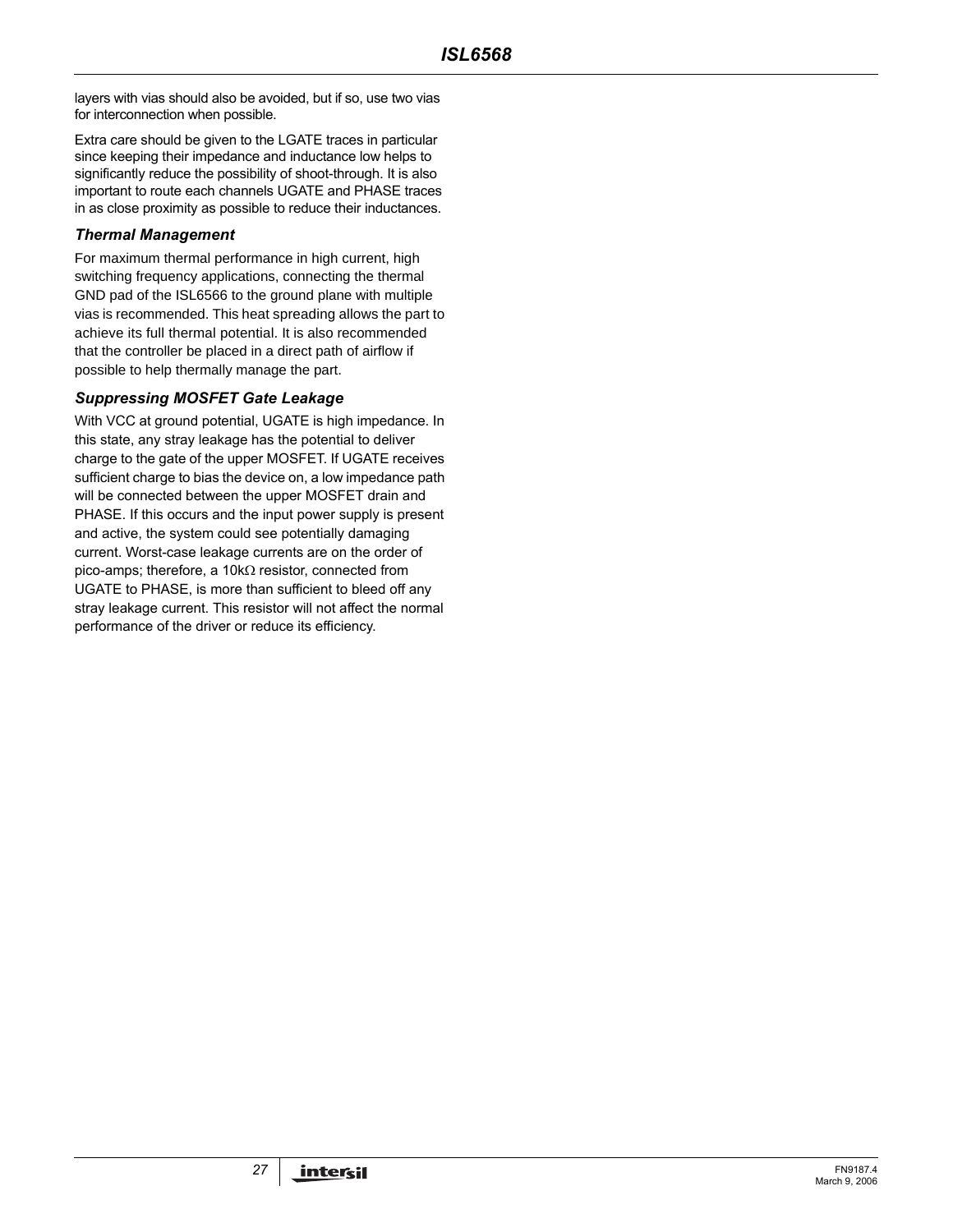layers with vias should also be avoided, but if so, use two vias for interconnection when possible.

Extra care should be given to the LGATE traces in particular since keeping their impedance and inductance low helps to significantly reduce the possibility of shoot-through. It is also important to route each channels UGATE and PHASE traces in as close proximity as possible to reduce their inductances.

### *Thermal Management*

For maximum thermal performance in high current, high switching frequency applications, connecting the thermal GND pad of the ISL6566 to the ground plane with multiple vias is recommended. This heat spreading allows the part to achieve its full thermal potential. It is also recommended that the controller be placed in a direct path of airflow if possible to help thermally manage the part.

### *Suppressing MOSFET Gate Leakage*

With VCC at ground potential, UGATE is high impedance. In this state, any stray leakage has the potential to deliver charge to the gate of the upper MOSFET. If UGATE receives sufficient charge to bias the device on, a low impedance path will be connected between the upper MOSFET drain and PHASE. If this occurs and the input power supply is present and active, the system could see potentially damaging current. Worst-case leakage currents are on the order of pico-amps; therefore, a 10kΩ resistor, connected from UGATE to PHASE, is more than sufficient to bleed off any stray leakage current. This resistor will not affect the normal performance of the driver or reduce its efficiency.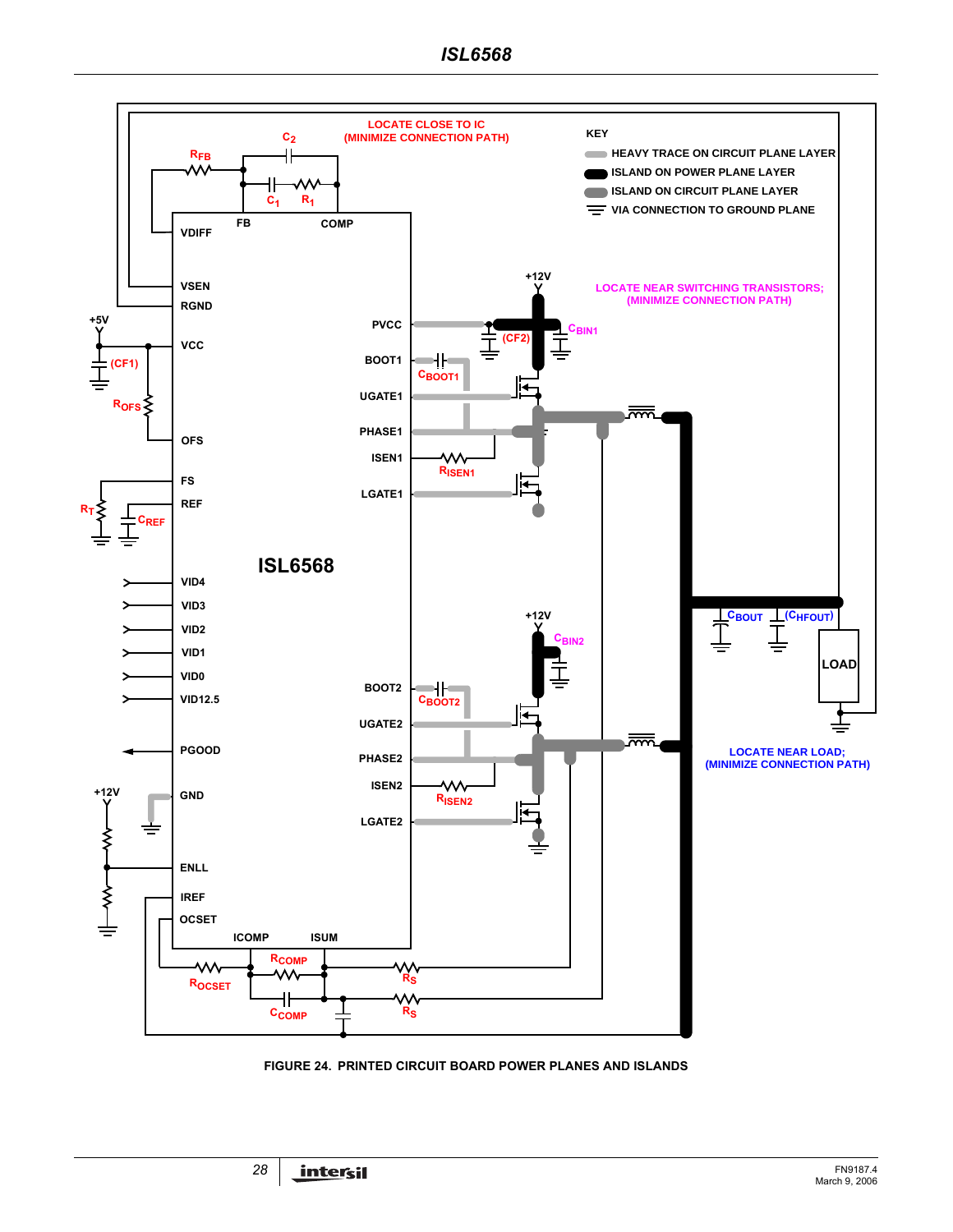FIGURE 24. PRINTED CIRCUIT BOARD POWER PLANES AND ISLANDS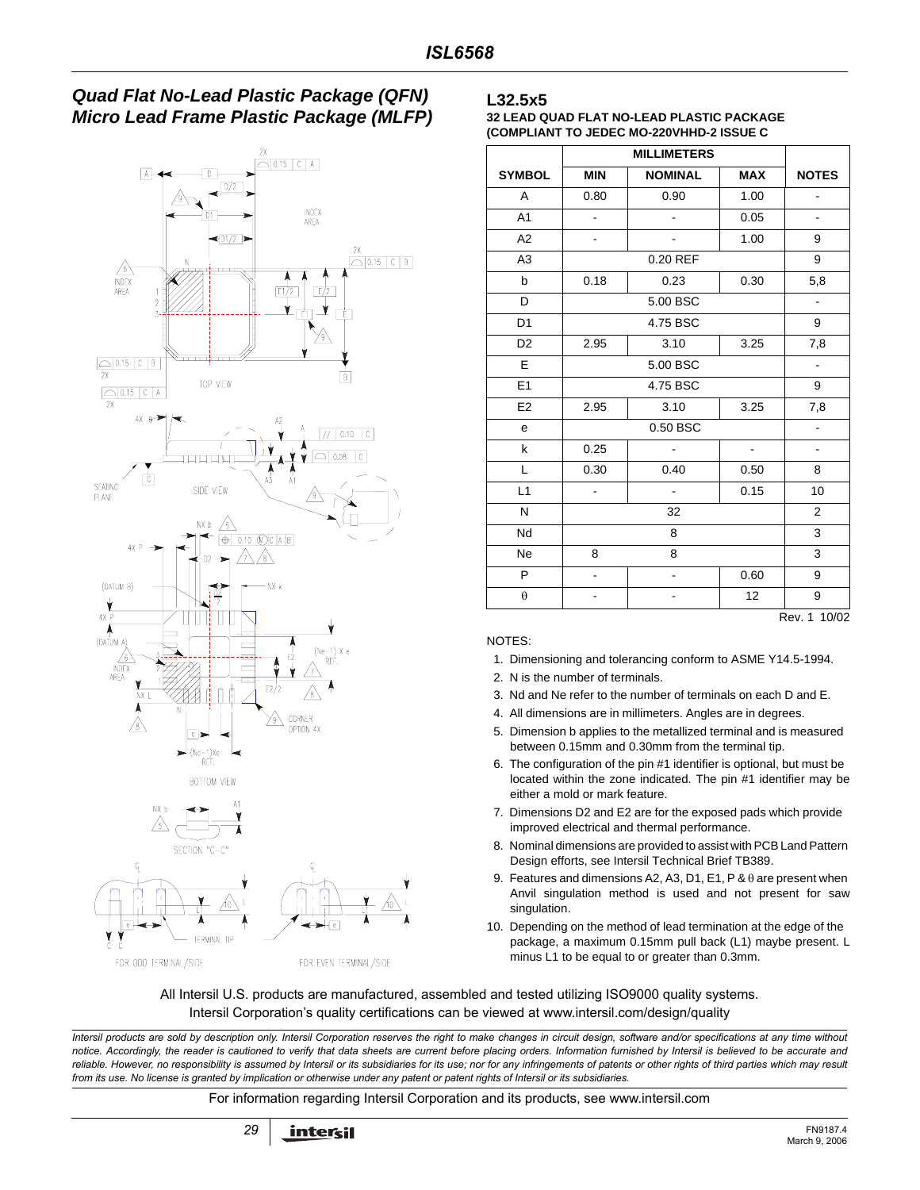## Quad Flat No-Lead Plastic Package (QFN) Micro Lead Frame Plastic Package (MLFP)

TOP VIEW

SIDE VIEW

BOTTOM VIEW

SECTION "C-C"

FOR ODD TERMINAL/SIDE

FOR EVEN TERMINAL/SIDE

### L32.5x5

**32 LEAD QUAD FLAT NO-LEAD PLASTIC PACKAGE (COMPLIANT TO JEDEC MO-220VHHD-2 ISSUE C**

| SYMBOL | MILLIMETERS | | | NOTES |
|---|---|---|---|---|
| | MIN | NOMINAL | MAX | |
| A | 0.80 | 0.90 | 1.00 | - |
| A1 | - | - | 0.05 | - |
| A2 | - | - | 1.00 | 9 |
| A3 | 0.20 REF | | | 9 |
| b | 0.18 | 0.23 | 0.30 | 5,8 |
| D | 5.00 BSC | | | - |
| D1 | 4.75 BSC | | | 9 |
| D2 | 2.95 | 3.10 | 3.25 | 7,8 |
| E | 5.00 BSC | | | - |
| E1 | 4.75 BSC | | | 9 |
| E2 | 2.95 | 3.10 | 3.25 | 7,8 |
| e | 0.50 BSC | | | - |
| k | 0.25 | - | - | - |
| L | 0.30 | 0.40 | 0.50 | 8 |
| L1 | - | - | 0.15 | 10 |
| N | 32 | | | 2 |
| Nd | 8 | | | 3 |
| Ne | 8 | 8 | | 3 |
| P | - | - | 0.60 | 9 |
| $\theta$ | - | - | 12 | 9 |

Rev. 1 10/02

NOTES:

1. Dimensioning and tolerancing conform to ASME Y14.5-1994.
2. N is the number of terminals.
3. Nd and Ne refer to the number of terminals on each D and E.
4. All dimensions are in millimeters. Angles are in degrees.
5. Dimension b applies to the metallized terminal and is measured between 0.15mm and 0.30mm from the terminal tip.
6. The configuration of the pin #1 identifier is optional, but must be located within the zone indicated. The pin #1 identifier may be either a mold or mark feature.
7. Dimensions D2 and E2 are for the exposed pads which provide improved electrical and thermal performance.
8. Nominal dimensions are provided to assist with PCB Land Pattern Design efforts, see Intersil Technical Brief TB389.
9. Features and dimensions A2, A3, D1, E1, P & $\theta$ are present when Anvil singulation method is used and not present for saw singulation.
10. Depending on the method of lead termination at the edge of the package, a maximum 0.15mm pull back (L1) maybe present. L minus L1 to be equal to or greater than 0.3mm.

All Intersil U.S. products are manufactured, assembled and tested utilizing ISO9000 quality systems. Intersil Corporation's quality certifications can be viewed at www.intersil.com/design/quality

*Intersil products are sold by description only. Intersil Corporation reserves the right to make changes in circuit design, software and/or specifications at any time without notice. Accordingly, the reader is cautioned to verify that data sheets are current before placing orders. Information furnished by Intersil is believed to be accurate and reliable. However, no responsibility is assumed by Intersil or its subsidiaries for its use; nor for any infringements of patents or other rights of third parties which may result from its use. No license is granted by implication or otherwise under any patent or patent rights of Intersil or its subsidiaries.*

For information regarding Intersil Corporation and its products, see www.intersil.com